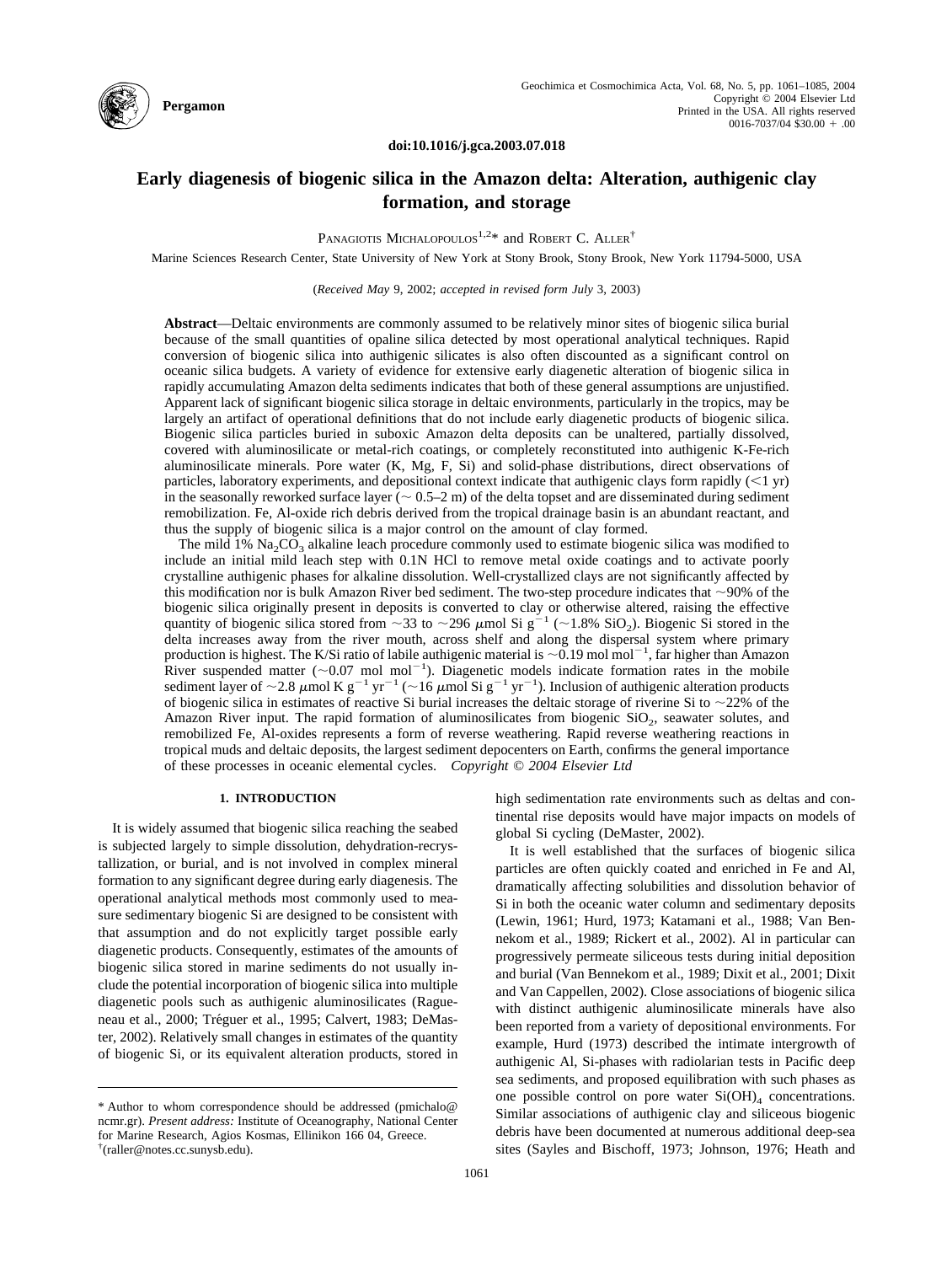doi:10.1016/j.gca.2003.07.018

# Early diagenesis of biogenic silica in the Amazon delta: Alteration, authigenic clay formation, and storage

Panagiotis Michalopoulos[1,2]* and Robert C. Aller[†]

Marine Sciences Research Center, State University of New York at Stony Brook, Stony Brook, New York 11794-5000, USA

(*Received May* 9, 2002; *accepted in revised form July* 3, 2003)

**Abstract**—Deltaic environments are commonly assumed to be relatively minor sites of biogenic silica burial because of the small quantities of opaline silica detected by most operational analytical techniques. Rapid conversion of biogenic silica into authigenic silicates is also often discounted as a significant control on oceanic silica budgets. A variety of evidence for extensive early diagenetic alteration of biogenic silica in rapidly accumulating Amazon delta sediments indicates that both of these general assumptions are unjustified. Apparent lack of significant biogenic silica storage in deltaic environments, particularly in the tropics, may be largely an artifact of operational definitions that do not include early diagenetic products of biogenic silica. Biogenic silica particles buried in suboxic Amazon delta deposits can be unaltered, partially dissolved, covered with aluminosilicate or metal-rich coatings, or completely reconstituted into authigenic K-Fe-rich aluminosilicate minerals. Pore water (K, Mg, F, Si) and solid-phase distributions, direct observations of particles, laboratory experiments, and depositional context indicate that authigenic clays form rapidly (<1 yr) in the seasonally reworked surface layer (~ 0.5–2 m) of the delta topset and are disseminated during sediment remobilization. Fe, Al-oxide rich debris derived from the tropical drainage basin is an abundant reactant, and thus the supply of biogenic silica is a major control on the amount of clay formed.

The mild 1% $Na_2CO_3$ alkaline leach procedure commonly used to estimate biogenic silica was modified to include an initial mild leach step with 0.1N HCl to remove metal oxide coatings and to activate poorly crystalline authigenic phases for alkaline dissolution. Well-crystallized clays are not significantly affected by this modification nor is bulk Amazon River bed sediment. The two-step procedure indicates that ~90% of the biogenic silica originally present in deposits is converted to clay or otherwise altered, raising the effective quantity of biogenic silica stored from ~33 to ~296 $\mu$mol Si $g^{-1}$ (~1.8% $SiO_2$). Biogenic Si stored in the delta increases away from the river mouth, across shelf and along the dispersal system where primary production is highest. The K/Si ratio of labile authigenic material is ~0.19 mol $mol^{-1}$, far higher than Amazon River suspended matter (~0.07 mol $mol^{-1}$). Diagenetic models indicate formation rates in the mobile sediment layer of ~2.8 $\mu$mol K $g^{-1}$ $yr^{-1}$ (~16 $\mu$mol Si $g^{-1}$ $yr^{-1}$). Inclusion of authigenic alteration products of biogenic silica in estimates of reactive Si burial increases the deltaic storage of riverine Si to ~22% of the Amazon River input. The rapid formation of aluminosilicates from biogenic $SiO_2$, seawater solutes, and remobilized Fe, Al-oxides represents a form of reverse weathering. Rapid reverse weathering reactions in tropical muds and deltaic deposits, the largest sediment depocenters on Earth, confirms the general importance of these processes in oceanic elemental cycles. *Copyright © 2004 Elsevier Ltd*

## 1. INTRODUCTION

It is widely assumed that biogenic silica reaching the seabed is subjected largely to simple dissolution, dehydration-recrystallization, or burial, and is not involved in complex mineral formation to any significant degree during early diagenesis. The operational analytical methods most commonly used to measure sedimentary biogenic Si are designed to be consistent with that assumption and do not explicitly target possible early diagenetic products. Consequently, estimates of the amounts of biogenic silica stored in marine sediments do not usually include the potential incorporation of biogenic silica into multiple diagenetic pools such as authigenic aluminosilicates (Ragueneau et al., 2000; Tréguer et al., 1995; Calvert, 1983; DeMaster, 2002). Relatively small changes in estimates of the quantity of biogenic Si, or its equivalent alteration products, stored in high sedimentation rate environments such as deltas and continental rise deposits would have major impacts on models of global Si cycling (DeMaster, 2002).

It is well established that the surfaces of biogenic silica particles are often quickly coated and enriched in Fe and Al, dramatically affecting solubilities and dissolution behavior of Si in both the oceanic water column and sedimentary deposits (Lewin, 1961; Hurd, 1973; Katamani et al., 1988; Van Bennekom et al., 1989; Rickert et al., 2002). Al in particular can progressively permeate siliceous tests during initial deposition and burial (Van Bennekom et al., 1989; Dixit et al., 2001; Dixit and Van Cappellen, 2002). Close associations of biogenic silica with distinct authigenic aluminosilicate minerals have also been reported from a variety of depositional environments. For example, Hurd (1973) described the intimate intergrowth of authigenic Al, Si-phases with radiolarian tests in Pacific deep sea sediments, and proposed equilibration with such phases as one possible control on pore water $Si(OH)_4$ concentrations. Similar associations of authigenic clay and siliceous biogenic debris have been documented at numerous additional deep-sea sites (Sayles and Bischoff, 1973; Johnson, 1976; Heath and

---

\* Author to whom correspondence should be addressed (pmichalo@ncmr.gr). *Present address:* Institute of Oceanography, National Center for Marine Research, Agios Kosmas, Ellinikon 166 04, Greece.
† (raller@notes.cc.sunysb.edu).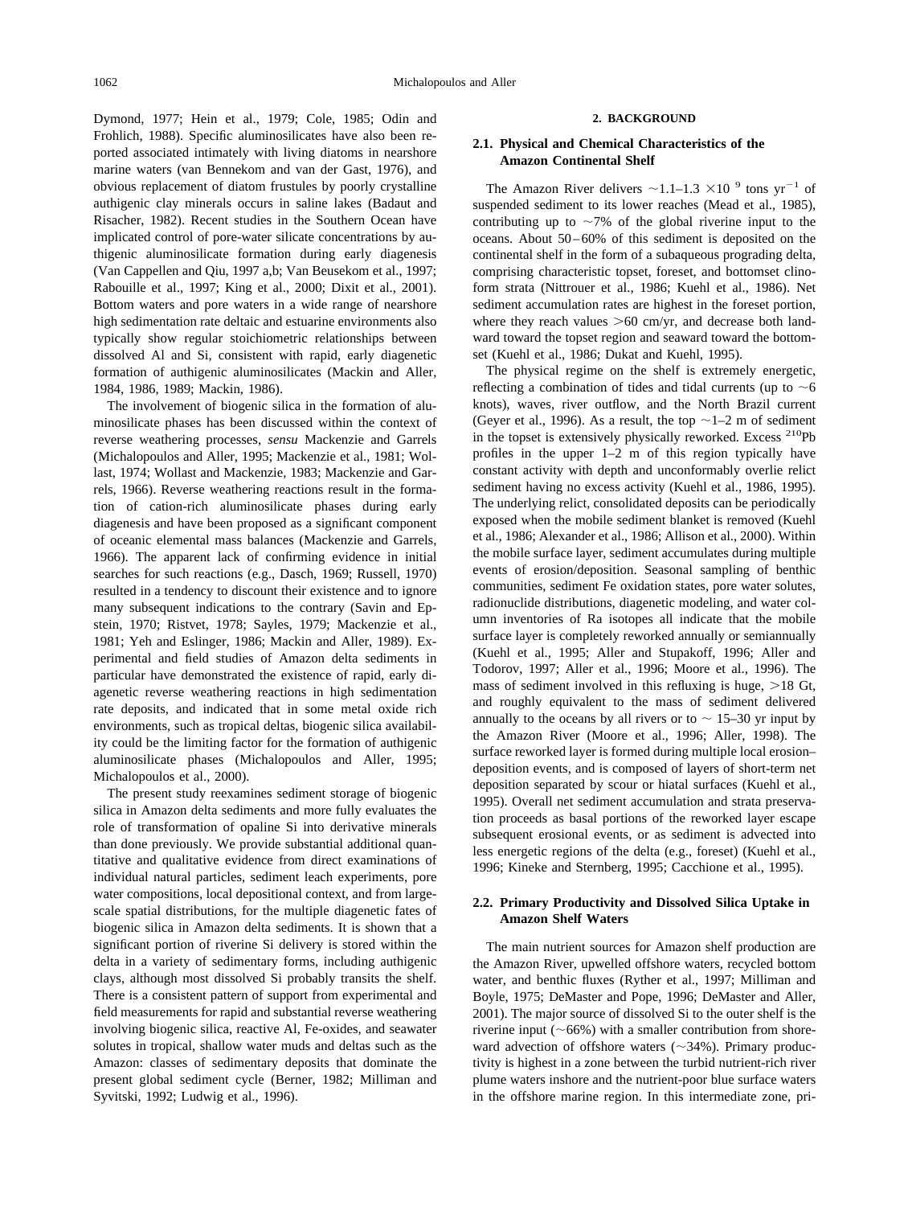Dymond, 1977; Hein et al., 1979; Cole, 1985; Odin and Frohlich, 1988). Specific aluminosilicates have also been reported associated intimately with living diatoms in nearshore marine waters (van Bennekom and van der Gast, 1976), and obvious replacement of diatom frustules by poorly crystalline authigenic clay minerals occurs in saline lakes (Badaut and Risacher, 1982). Recent studies in the Southern Ocean have implicated control of pore-water silicate concentrations by authigenic aluminosilicate formation during early diagenesis (Van Cappellen and Qiu, 1997 a,b; Van Beusekom et al., 1997; Rabouille et al., 1997; King et al., 2000; Dixit et al., 2001). Bottom waters and pore waters in a wide range of nearshore high sedimentation rate deltaic and estuarine environments also typically show regular stoichiometric relationships between dissolved Al and Si, consistent with rapid, early diagenetic formation of authigenic aluminosilicates (Mackin and Aller, 1984, 1986, 1989; Mackin, 1986).

The involvement of biogenic silica in the formation of aluminosilicate phases has been discussed within the context of reverse weathering processes, *sensu* Mackenzie and Garrels (Michalopoulos and Aller, 1995; Mackenzie et al., 1981; Wollast, 1974; Wollast and Mackenzie, 1983; Mackenzie and Garrels, 1966). Reverse weathering reactions result in the formation of cation-rich aluminosilicate phases during early diagenesis and have been proposed as a significant component of oceanic elemental mass balances (Mackenzie and Garrels, 1966). The apparent lack of confirming evidence in initial searches for such reactions (e.g., Dasch, 1969; Russell, 1970) resulted in a tendency to discount their existence and to ignore many subsequent indications to the contrary (Savin and Epstein, 1970; Ristvet, 1978; Sayles, 1979; Mackenzie et al., 1981; Yeh and Eslinger, 1986; Mackin and Aller, 1989). Experimental and field studies of Amazon delta sediments in particular have demonstrated the existence of rapid, early diagenetic reverse weathering reactions in high sedimentation rate deposits, and indicated that in some metal oxide rich environments, such as tropical deltas, biogenic silica availability could be the limiting factor for the formation of authigenic aluminosilicate phases (Michalopoulos and Aller, 1995; Michalopoulos et al., 2000).

The present study reexamines sediment storage of biogenic silica in Amazon delta sediments and more fully evaluates the role of transformation of opaline Si into derivative minerals than done previously. We provide substantial additional quantitative and qualitative evidence from direct examinations of individual natural particles, sediment leach experiments, pore water compositions, local depositional context, and from large-scale spatial distributions, for the multiple diagenetic fates of biogenic silica in Amazon delta sediments. It is shown that a significant portion of riverine Si delivery is stored within the delta in a variety of sedimentary forms, including authigenic clays, although most dissolved Si probably transits the shelf. There is a consistent pattern of support from experimental and field measurements for rapid and substantial reverse weathering involving biogenic silica, reactive Al, Fe-oxides, and seawater solutes in tropical, shallow water muds and deltas such as the Amazon: classes of sedimentary deposits that dominate the present global sediment cycle (Berner, 1982; Milliman and Syvitski, 1992; Ludwig et al., 1996).

## 2. BACKGROUND

### 2.1. Physical and Chemical Characteristics of the Amazon Continental Shelf

The Amazon River delivers ~1.1–1.3 $\times 10^{9}$ tons $yr^{-1}$ of suspended sediment to its lower reaches (Mead et al., 1985), contributing up to ~7% of the global riverine input to the oceans. About 50–60% of this sediment is deposited on the continental shelf in the form of a subaqueous prograding delta, comprising characteristic topset, foreset, and bottomset clinoform strata (Nittrouer et al., 1986; Kuehl et al., 1986). Net sediment accumulation rates are highest in the foreset portion, where they reach values >60 cm/yr, and decrease both landward toward the topset region and seaward toward the bottomset (Kuehl et al., 1986; Dukat and Kuehl, 1995).

The physical regime on the shelf is extremely energetic, reflecting a combination of tides and tidal currents (up to ~6 knots), waves, river outflow, and the North Brazil current (Geyer et al., 1996). As a result, the top ~1–2 m of sediment in the topset is extensively physically reworked. Excess $^{210}$Pb profiles in the upper 1–2 m of this region typically have constant activity with depth and unconformably overlie relict sediment having no excess activity (Kuehl et al., 1986, 1995). The underlying relict, consolidated deposits can be periodically exposed when the mobile sediment blanket is removed (Kuehl et al., 1986; Alexander et al., 1986; Allison et al., 2000). Within the mobile surface layer, sediment accumulates during multiple events of erosion/deposition. Seasonal sampling of benthic communities, sediment Fe oxidation states, pore water solutes, radionuclide distributions, diagenetic modeling, and water column inventories of Ra isotopes all indicate that the mobile surface layer is completely reworked annually or semiannually (Kuehl et al., 1995; Aller and Stupakoff, 1996; Aller and Todorov, 1997; Aller et al., 1996; Moore et al., 1996). The mass of sediment involved in this refluxing is huge, >18 Gt, and roughly equivalent to the mass of sediment delivered annually to the oceans by all rivers or to ~ 15–30 yr input by the Amazon River (Moore et al., 1996; Aller, 1998). The surface reworked layer is formed during multiple local erosion–deposition events, and is composed of layers of short-term net deposition separated by scour or hiatal surfaces (Kuehl et al., 1995). Overall net sediment accumulation and strata preservation proceeds as basal portions of the reworked layer escape subsequent erosional events, or as sediment is advected into less energetic regions of the delta (e.g., foreset) (Kuehl et al., 1996; Kineke and Sternberg, 1995; Cacchione et al., 1995).

### 2.2. Primary Productivity and Dissolved Silica Uptake in Amazon Shelf Waters

The main nutrient sources for Amazon shelf production are the Amazon River, upwelled offshore waters, recycled bottom water, and benthic fluxes (Ryther et al., 1997; Milliman and Boyle, 1975; DeMaster and Pope, 1996; DeMaster and Aller, 2001). The major source of dissolved Si to the outer shelf is the riverine input (~66%) with a smaller contribution from shoreward advection of offshore waters (~34%). Primary productivity is highest in a zone between the turbid nutrient-rich river plume waters inshore and the nutrient-poor blue surface waters in the offshore marine region. In this intermediate zone, pri-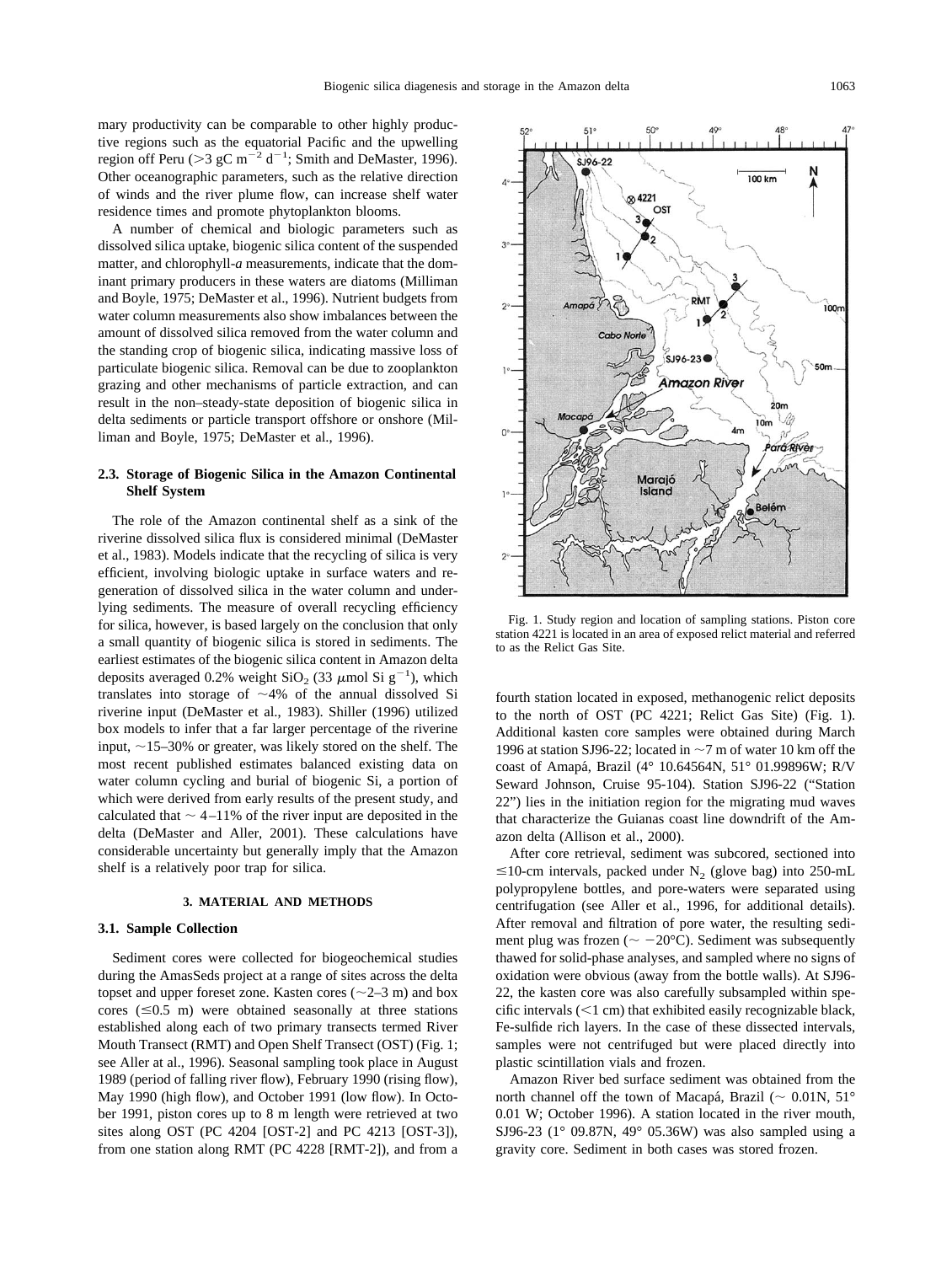mary productivity can be comparable to other highly productive regions such as the equatorial Pacific and the upwelling region off Peru (>3 gC $m^{-2}$ $d^{-1}$; Smith and DeMaster, 1996). Other oceanographic parameters, such as the relative direction of winds and the river plume flow, can increase shelf water residence times and promote phytoplankton blooms.

A number of chemical and biologic parameters such as dissolved silica uptake, biogenic silica content of the suspended matter, and chlorophyll-*a* measurements, indicate that the dominant primary producers in these waters are diatoms (Milliman and Boyle, 1975; DeMaster et al., 1996). Nutrient budgets from water column measurements also show imbalances between the amount of dissolved silica removed from the water column and the standing crop of biogenic silica, indicating massive loss of particulate biogenic silica. Removal can be due to zooplankton grazing and other mechanisms of particle extraction, and can result in the non–steady-state deposition of biogenic silica in delta sediments or particle transport offshore or onshore (Milliman and Boyle, 1975; DeMaster et al., 1996).

### 2.3. Storage of Biogenic Silica in the Amazon Continental Shelf System

The role of the Amazon continental shelf as a sink of the riverine dissolved silica flux is considered minimal (DeMaster et al., 1983). Models indicate that the recycling of silica is very efficient, involving biologic uptake in surface waters and regeneration of dissolved silica in the water column and underlying sediments. The measure of overall recycling efficiency for silica, however, is based largely on the conclusion that only a small quantity of biogenic silica is stored in sediments. The earliest estimates of the biogenic silica content in Amazon delta deposits averaged 0.2% weight $SiO_2$ (33 $\mu$mol Si $g^{-1}$), which translates into storage of ~4% of the annual dissolved Si riverine input (DeMaster et al., 1983). Shiller (1996) utilized box models to infer that a far larger percentage of the riverine input, ~15–30% or greater, was likely stored on the shelf. The most recent published estimates balanced existing data on water column cycling and burial of biogenic Si, a portion of which were derived from early results of the present study, and calculated that ~ 4–11% of the river input are deposited in the delta (DeMaster and Aller, 2001). These calculations have considerable uncertainty but generally imply that the Amazon shelf is a relatively poor trap for silica.

## 3. MATERIAL AND METHODS

### 3.1. Sample Collection

Sediment cores were collected for biogeochemical studies during the AmasSeds project at a range of sites across the delta topset and upper foreset zone. Kasten cores (~2–3 m) and box cores (≤0.5 m) were obtained seasonally at three stations established along each of two primary transects termed River Mouth Transect (RMT) and Open Shelf Transect (OST) (Fig. 1; see Aller at al., 1996). Seasonal sampling took place in August 1989 (period of falling river flow), February 1990 (rising flow), May 1990 (high flow), and October 1991 (low flow). In October 1991, piston cores up to 8 m length were retrieved at two sites along OST (PC 4204 [OST-2] and PC 4213 [OST-3]), from one station along RMT (PC 4228 [RMT-2]), and from a fourth station located in exposed, methanogenic relict deposits to the north of OST (PC 4221; Relict Gas Site) (Fig. 1). Additional kasten core samples were obtained during March 1996 at station SJ96-22; located in ~7 m of water 10 km off the coast of Amapá, Brazil (4° 10.64564N, 51° 01.99896W; R/V Seward Johnson, Cruise 95-104). Station SJ96-22 ("Station 22") lies in the initiation region for the migrating mud waves that characterize the Guianas coast line downdrift of the Amazon delta (Allison et al., 2000).

Fig. 1. Study region and location of sampling stations. Piston core station 4221 is located in an area of exposed relict material and referred to as the Relict Gas Site.

After core retrieval, sediment was subcored, sectioned into ≤10-cm intervals, packed under $N_2$ (glove bag) into 250-mL polypropylene bottles, and pore-waters were separated using centrifugation (see Aller et al., 1996, for additional details). After removal and filtration of pore water, the resulting sediment plug was frozen (~ −20°C). Sediment was subsequently thawed for solid-phase analyses, and sampled where no signs of oxidation were obvious (away from the bottle walls). At SJ96-22, the kasten core was also carefully subsampled within specific intervals (<1 cm) that exhibited easily recognizable black, Fe-sulfide rich layers. In the case of these dissected intervals, samples were not centrifuged but were placed directly into plastic scintillation vials and frozen.

Amazon River bed surface sediment was obtained from the north channel off the town of Macapá, Brazil (~ 0.01N, 51° 0.01 W; October 1996). A station located in the river mouth, SJ96-23 (1° 09.87N, 49° 05.36W) was also sampled using a gravity core. Sediment in both cases was stored frozen.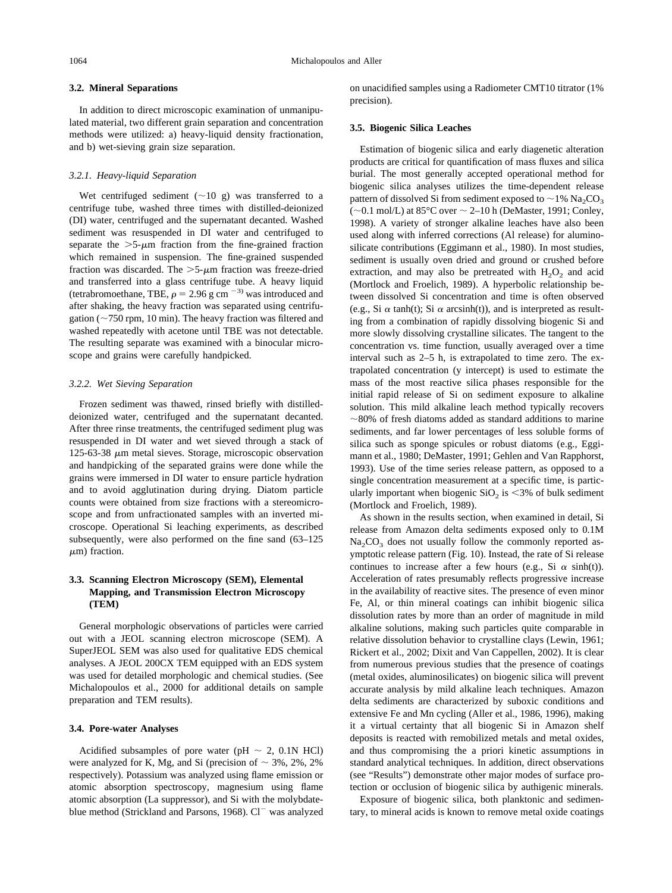### 3.2. Mineral Separations

In addition to direct microscopic examination of unmanipulated material, two different grain separation and concentration methods were utilized: a) heavy-liquid density fractionation, and b) wet-sieving grain size separation.

#### *3.2.1. Heavy-liquid Separation*

Wet centrifuged sediment (~10 g) was transferred to a centrifuge tube, washed three times with distilled-deionized (DI) water, centrifuged and the supernatant decanted. Washed sediment was resuspended in DI water and centrifuged to separate the >5-$\mu$m fraction from the fine-grained fraction which remained in suspension. The fine-grained suspended fraction was discarded. The >5-$\mu$m fraction was freeze-dried and transferred into a glass centrifuge tube. A heavy liquid (tetrabromoethane, TBE, $\rho = 2.96$ g cm $^{-3)}$ was introduced and after shaking, the heavy fraction was separated using centrifugation (~750 rpm, 10 min). The heavy fraction was filtered and washed repeatedly with acetone until TBE was not detectable. The resulting separate was examined with a binocular microscope and grains were carefully handpicked.

#### *3.2.2. Wet Sieving Separation*

Frozen sediment was thawed, rinsed briefly with distilled-deionized water, centrifuged and the supernatant decanted. After three rinse treatments, the centrifuged sediment plug was resuspended in DI water and wet sieved through a stack of 125-63-38 $\mu$m metal sieves. Storage, microscopic observation and handpicking of the separated grains were done while the grains were immersed in DI water to ensure particle hydration and to avoid agglutination during drying. Diatom particle counts were obtained from size fractions with a stereomicroscope and from unfractionated samples with an inverted microscope. Operational Si leaching experiments, as described subsequently, were also performed on the fine sand (63–125 $\mu$m) fraction.

### 3.3. Scanning Electron Microscopy (SEM), Elemental Mapping, and Transmission Electron Microscopy (TEM)

General morphologic observations of particles were carried out with a JEOL scanning electron microscope (SEM). A SuperJEOL SEM was also used for qualitative EDS chemical analyses. A JEOL 200CX TEM equipped with an EDS system was used for detailed morphologic and chemical studies. (See Michalopoulos et al., 2000 for additional details on sample preparation and TEM results).

### 3.4. Pore-water Analyses

Acidified subsamples of pore water (pH ~ 2, 0.1N HCl) were analyzed for K, Mg, and Si (precision of ~ 3%, 2%, 2% respectively). Potassium was analyzed using flame emission or atomic absorption spectroscopy, magnesium using flame atomic absorption (La suppressor), and Si with the molybdate-blue method (Strickland and Parsons, 1968). $Cl^-$ was analyzed on unacidified samples using a Radiometer CMT10 titrator (1% precision).

### 3.5. Biogenic Silica Leaches

Estimation of biogenic silica and early diagenetic alteration products are critical for quantification of mass fluxes and silica burial. The most generally accepted operational method for biogenic silica analyses utilizes the time-dependent release pattern of dissolved Si from sediment exposed to ~1% $Na_2CO_3$ (~0.1 mol/L) at 85°C over ~ 2–10 h (DeMaster, 1991; Conley, 1998). A variety of stronger alkaline leaches have also been used along with inferred corrections (Al release) for aluminosilicate contributions (Eggimann et al., 1980). In most studies, sediment is usually oven dried and ground or crushed before extraction, and may also be pretreated with $H_2O_2$ and acid (Mortlock and Froelich, 1989). A hyperbolic relationship between dissolved Si concentration and time is often observed (e.g., Si $\alpha$ tanh(t); Si $\alpha$ arcsinh(t)), and is interpreted as resulting from a combination of rapidly dissolving biogenic Si and more slowly dissolving crystalline silicates. The tangent to the concentration vs. time function, usually averaged over a time interval such as 2–5 h, is extrapolated to time zero. The extrapolated concentration (y intercept) is used to estimate the mass of the most reactive silica phases responsible for the initial rapid release of Si on sediment exposure to alkaline solution. This mild alkaline leach method typically recovers ~80% of fresh diatoms added as standard additions to marine sediments, and far lower percentages of less soluble forms of silica such as sponge spicules or robust diatoms (e.g., Eggimann et al., 1980; DeMaster, 1991; Gehlen and Van Rapphorst, 1993). Use of the time series release pattern, as opposed to a single concentration measurement at a specific time, is particularly important when biogenic $SiO_2$ is <3% of bulk sediment (Mortlock and Froelich, 1989).

As shown in the results section, when examined in detail, Si release from Amazon delta sediments exposed only to 0.1M $Na_2CO_3$ does not usually follow the commonly reported asymptotic release pattern (Fig. 10). Instead, the rate of Si release continues to increase after a few hours (e.g., Si $\alpha$ sinh(t)). Acceleration of rates presumably reflects progressive increase in the availability of reactive sites. The presence of even minor Fe, Al, or thin mineral coatings can inhibit biogenic silica dissolution rates by more than an order of magnitude in mild alkaline solutions, making such particles quite comparable in relative dissolution behavior to crystalline clays (Lewin, 1961; Rickert et al., 2002; Dixit and Van Cappellen, 2002). It is clear from numerous previous studies that the presence of coatings (metal oxides, aluminosilicates) on biogenic silica will prevent accurate analysis by mild alkaline leach techniques. Amazon delta sediments are characterized by suboxic conditions and extensive Fe and Mn cycling (Aller et al., 1986, 1996), making it a virtual certainty that all biogenic Si in Amazon shelf deposits is reacted with remobilized metals and metal oxides, and thus compromising the a priori kinetic assumptions in standard analytical techniques. In addition, direct observations (see "Results") demonstrate other major modes of surface protection or occlusion of biogenic silica by authigenic minerals.

Exposure of biogenic silica, both planktonic and sedimentary, to mineral acids is known to remove metal oxide coatings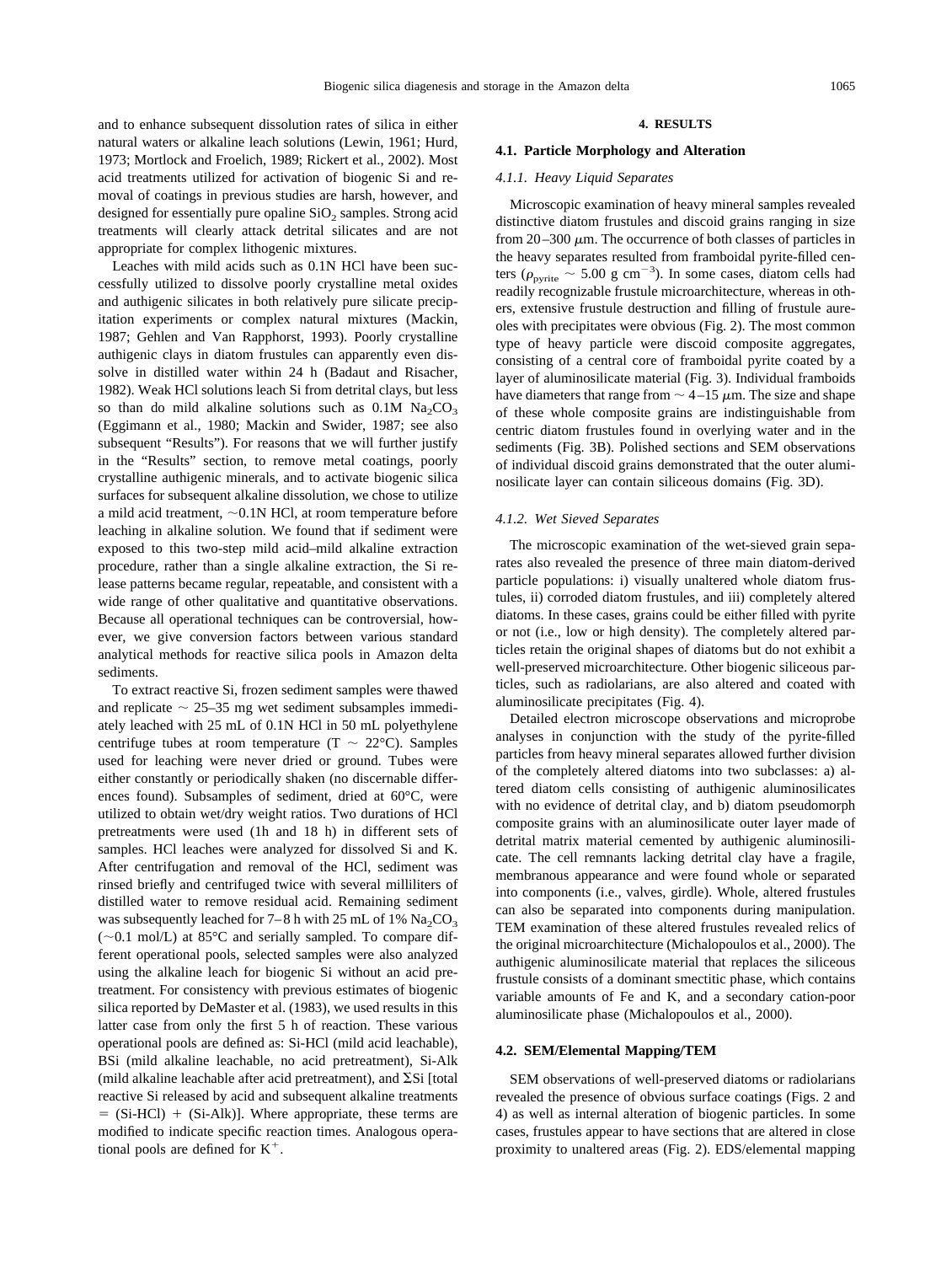and to enhance subsequent dissolution rates of silica in either natural waters or alkaline leach solutions (Lewin, 1961; Hurd, 1973; Mortlock and Froelich, 1989; Rickert et al., 2002). Most acid treatments utilized for activation of biogenic Si and removal of coatings in previous studies are harsh, however, and designed for essentially pure opaline $SiO_2$ samples. Strong acid treatments will clearly attack detrital silicates and are not appropriate for complex lithogenic mixtures.

Leaches with mild acids such as 0.1N HCl have been successfully utilized to dissolve poorly crystalline metal oxides and authigenic silicates in both relatively pure silicate precipitation experiments or complex natural mixtures (Mackin, 1987; Gehlen and Van Rapphorst, 1993). Poorly crystalline authigenic clays in diatom frustules can apparently even dissolve in distilled water within 24 h (Badaut and Risacher, 1982). Weak HCl solutions leach Si from detrital clays, but less so than do mild alkaline solutions such as 0.1M $Na_2CO_3$ (Eggimann et al., 1980; Mackin and Swider, 1987; see also subsequent "Results"). For reasons that we will further justify in the "Results" section, to remove metal coatings, poorly crystalline authigenic minerals, and to activate biogenic silica surfaces for subsequent alkaline dissolution, we chose to utilize a mild acid treatment, ~0.1N HCl, at room temperature before leaching in alkaline solution. We found that if sediment were exposed to this two-step mild acid–mild alkaline extraction procedure, rather than a single alkaline extraction, the Si release patterns became regular, repeatable, and consistent with a wide range of other qualitative and quantitative observations. Because all operational techniques can be controversial, however, we give conversion factors between various standard analytical methods for reactive silica pools in Amazon delta sediments.

To extract reactive Si, frozen sediment samples were thawed and replicate ~ 25–35 mg wet sediment subsamples immediately leached with 25 mL of 0.1N HCl in 50 mL polyethylene centrifuge tubes at room temperature (T ~ 22°C). Samples used for leaching were never dried or ground. Tubes were either constantly or periodically shaken (no discernable differences found). Subsamples of sediment, dried at 60°C, were utilized to obtain wet/dry weight ratios. Two durations of HCl pretreatments were used (1h and 18 h) in different sets of samples. HCl leaches were analyzed for dissolved Si and K. After centrifugation and removal of the HCl, sediment was rinsed briefly and centrifuged twice with several milliliters of distilled water to remove residual acid. Remaining sediment was subsequently leached for 7–8 h with 25 mL of 1% $Na_2CO_3$ (~0.1 mol/L) at 85°C and serially sampled. To compare different operational pools, selected samples were also analyzed using the alkaline leach for biogenic Si without an acid pretreatment. For consistency with previous estimates of biogenic silica reported by DeMaster et al. (1983), we used results in this latter case from only the first 5 h of reaction. These various operational pools are defined as: Si-HCl (mild acid leachable), BSi (mild alkaline leachable, no acid pretreatment), Si-Alk (mild alkaline leachable after acid pretreatment), and ΣSi [total reactive Si released by acid and subsequent alkaline treatments = (Si-HCl) + (Si-Alk)]. Where appropriate, these terms are modified to indicate specific reaction times. Analogous operational pools are defined for $K^+$.

## 4. RESULTS

### 4.1. Particle Morphology and Alteration

#### *4.1.1. Heavy Liquid Separates*

Microscopic examination of heavy mineral samples revealed distinctive diatom frustules and discoid grains ranging in size from 20–300 $\mu$m. The occurrence of both classes of particles in the heavy separates resulted from framboidal pyrite-filled centers ($\rho_{pyrite}$ ~ 5.00 g $cm^{-3}$). In some cases, diatom cells had readily recognizable frustule microarchitecture, whereas in others, extensive frustule destruction and filling of frustule aureoles with precipitates were obvious (Fig. 2). The most common type of heavy particle were discoid composite aggregates, consisting of a central core of framboidal pyrite coated by a layer of aluminosilicate material (Fig. 3). Individual framboids have diameters that range from ~ 4–15 $\mu$m. The size and shape of these whole composite grains are indistinguishable from centric diatom frustules found in overlying water and in the sediments (Fig. 3B). Polished sections and SEM observations of individual discoid grains demonstrated that the outer aluminosilicate layer can contain siliceous domains (Fig. 3D).

#### *4.1.2. Wet Sieved Separates*

The microscopic examination of the wet-sieved grain separates also revealed the presence of three main diatom-derived particle populations: i) visually unaltered whole diatom frustules, ii) corroded diatom frustules, and iii) completely altered diatoms. In these cases, grains could be either filled with pyrite or not (i.e., low or high density). The completely altered particles retain the original shapes of diatoms but do not exhibit a well-preserved microarchitecture. Other biogenic siliceous particles, such as radiolarians, are also altered and coated with aluminosilicate precipitates (Fig. 4).

Detailed electron microscope observations and microprobe analyses in conjunction with the study of the pyrite-filled particles from heavy mineral separates allowed further division of the completely altered diatoms into two subclasses: a) altered diatom cells consisting of authigenic aluminosilicates with no evidence of detrital clay, and b) diatom pseudomorph composite grains with an aluminosilicate outer layer made of detrital matrix material cemented by authigenic aluminosilicate. The cell remnants lacking detrital clay have a fragile, membranous appearance and were found whole or separated into components (i.e., valves, girdle). Whole, altered frustules can also be separated into components during manipulation. TEM examination of these altered frustules revealed relics of the original microarchitecture (Michalopoulos et al., 2000). The authigenic aluminosilicate material that replaces the siliceous frustule consists of a dominant smectitic phase, which contains variable amounts of Fe and K, and a secondary cation-poor aluminosilicate phase (Michalopoulos et al., 2000).

### 4.2. SEM/Elemental Mapping/TEM

SEM observations of well-preserved diatoms or radiolarians revealed the presence of obvious surface coatings (Figs. 2 and 4) as well as internal alteration of biogenic particles. In some cases, frustules appear to have sections that are altered in close proximity to unaltered areas (Fig. 2). EDS/elemental mapping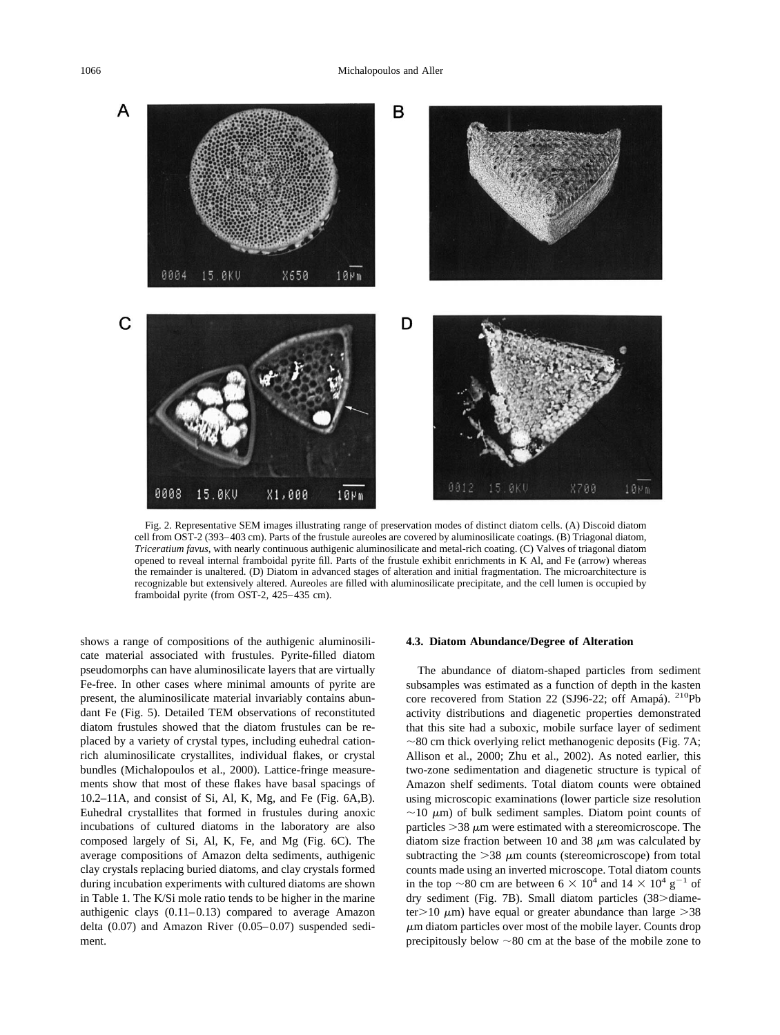Fig. 2. Representative SEM images illustrating range of preservation modes of distinct diatom cells. (A) Discoid diatom cell from OST-2 (393–403 cm). Parts of the frustule aureoles are covered by aluminosilicate coatings. (B) Triagonal diatom, *Triceratium favus*, with nearly continuous authigenic aluminosilicate and metal-rich coating. (C) Valves of triagonal diatom opened to reveal internal framboidal pyrite fill. Parts of the frustule exhibit enrichments in K Al, and Fe (arrow) whereas the remainder is unaltered. (D) Diatom in advanced stages of alteration and initial fragmentation. The microarchitecture is recognizable but extensively altered. Aureoles are filled with aluminosilicate precipitate, and the cell lumen is occupied by framboidal pyrite (from OST-2, 425–435 cm).

shows a range of compositions of the authigenic aluminosilicate material associated with frustules. Pyrite-filled diatom pseudomorphs can have aluminosilicate layers that are virtually Fe-free. In other cases where minimal amounts of pyrite are present, the aluminosilicate material invariably contains abundant Fe (Fig. 5). Detailed TEM observations of reconstituted diatom frustules showed that the diatom frustules can be replaced by a variety of crystal types, including euhedral cation-rich aluminosilicate crystallites, individual flakes, or crystal bundles (Michalopoulos et al., 2000). Lattice-fringe measurements show that most of these flakes have basal spacings of 10.2–11A, and consist of Si, Al, K, Mg, and Fe (Fig. 6A,B). Euhedral crystallites that formed in frustules during anoxic incubations of cultured diatoms in the laboratory are also composed largely of Si, Al, K, Fe, and Mg (Fig. 6C). The average compositions of Amazon delta sediments, authigenic clay crystals replacing buried diatoms, and clay crystals formed during incubation experiments with cultured diatoms are shown in Table 1. The K/Si mole ratio tends to be higher in the marine authigenic clays (0.11–0.13) compared to average Amazon delta (0.07) and Amazon River (0.05–0.07) suspended sediment.

### 4.3. Diatom Abundance/Degree of Alteration

The abundance of diatom-shaped particles from sediment subsamples was estimated as a function of depth in the kasten core recovered from Station 22 (SJ96-22; off Amapá). $^{210}$Pb activity distributions and diagenetic properties demonstrated that this site had a suboxic, mobile surface layer of sediment ~80 cm thick overlying relict methanogenic deposits (Fig. 7A; Allison et al., 2000; Zhu et al., 2002). As noted earlier, this two-zone sedimentation and diagenetic structure is typical of Amazon shelf sediments. Total diatom counts were obtained using microscopic examinations (lower particle size resolution ~10 $\mu$m) of bulk sediment samples. Diatom point counts of particles >38 $\mu$m were estimated with a stereomicroscope. The diatom size fraction between 10 and 38 $\mu$m was calculated by subtracting the >38 $\mu$m counts (stereomicroscope) from total counts made using an inverted microscope. Total diatom counts in the top ~80 cm are between $6 \times 10^4$ and $14 \times 10^4$ g$^{-1}$ of dry sediment (Fig. 7B). Small diatom particles (38>diameter>10 $\mu$m) have equal or greater abundance than large >38 $\mu$m diatom particles over most of the mobile layer. Counts drop precipitously below ~80 cm at the base of the mobile zone to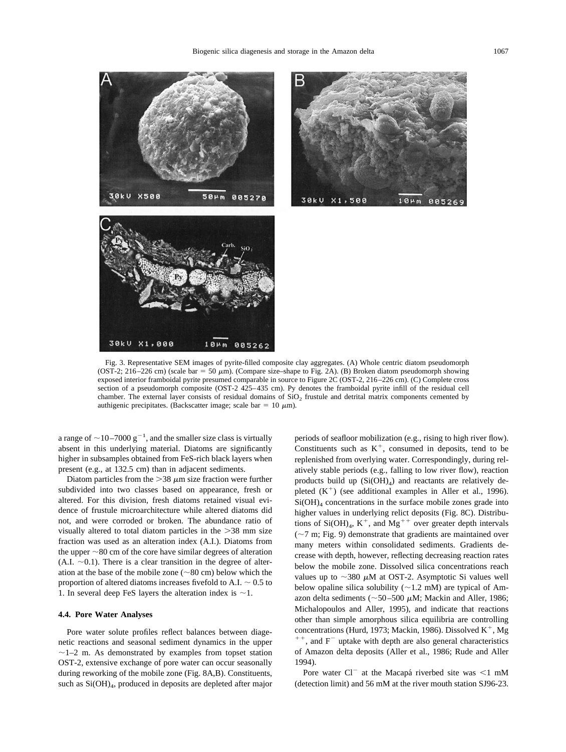Fig. 3. Representative SEM images of pyrite-filled composite clay aggregates. (A) Whole centric diatom pseudomorph (OST-2; 216–226 cm) (scale bar = 50 $\mu$m). (Compare size–shape to Fig. 2A). (B) Broken diatom pseudomorph showing exposed interior framboidal pyrite presumed comparable in source to Figure 2C (OST-2, 216–226 cm). (C) Complete cross section of a pseudomorph composite (OST-2 425–435 cm). Py denotes the framboidal pyrite infill of the residual cell chamber. The external layer consists of residual domains of $SiO_2$ frustule and detrital matrix components cemented by authigenic precipitates. (Backscatter image; scale bar = 10 $\mu$m).

a range of ~10–7000 $g^{-1}$, and the smaller size class is virtually absent in this underlying material. Diatoms are significantly higher in subsamples obtained from FeS-rich black layers when present (e.g., at 132.5 cm) than in adjacent sediments.

Diatom particles from the >38 $\mu$m size fraction were further subdivided into two classes based on appearance, fresh or altered. For this division, fresh diatoms retained visual evidence of frustule microarchitecture while altered diatoms did not, and were corroded or broken. The abundance ratio of visually altered to total diatom particles in the >38 mm size fraction was used as an alteration index (A.I.). Diatoms from the upper ~80 cm of the core have similar degrees of alteration (A.I. ~0.1). There is a clear transition in the degree of alteration at the base of the mobile zone (~80 cm) below which the proportion of altered diatoms increases fivefold to A.I. ~ 0.5 to 1. In several deep FeS layers the alteration index is ~1.

### 4.4. Pore Water Analyses

Pore water solute profiles reflect balances between diagenetic reactions and seasonal sediment dynamics in the upper ~1–2 m. As demonstrated by examples from topset station OST-2, extensive exchange of pore water can occur seasonally during reworking of the mobile zone (Fig. 8A,B). Constituents, such as $Si(OH)_4$, produced in deposits are depleted after major periods of seafloor mobilization (e.g., rising to high river flow). Constituents such as $K^+$, consumed in deposits, tend to be replenished from overlying water. Correspondingly, during relatively stable periods (e.g., falling to low river flow), reaction products build up ($Si(OH)_4$) and reactants are relatively depleted ($K^+$) (see additional examples in Aller et al., 1996). $Si(OH)_4$ concentrations in the surface mobile zones grade into higher values in underlying relict deposits (Fig. 8C). Distributions of $Si(OH)_4$, $K^+$, and $Mg^{++}$ over greater depth intervals (~7 m; Fig. 9) demonstrate that gradients are maintained over many meters within consolidated sediments. Gradients decrease with depth, however, reflecting decreasing reaction rates below the mobile zone. Dissolved silica concentrations reach values up to ~380 $\mu$M at OST-2. Asymptotic Si values well below opaline silica solubility (~1.2 mM) are typical of Amazon delta sediments (~50–500 $\mu$M; Mackin and Aller, 1986; Michalopoulos and Aller, 1995), and indicate that reactions other than simple amorphous silica equilibria are controlling concentrations (Hurd, 1973; Mackin, 1986). Dissolved $K^+$, $Mg^{++}$, and $F^-$ uptake with depth are also general characteristics of Amazon delta deposits (Aller et al., 1986; Rude and Aller 1994).

Pore water $Cl^-$ at the Macapá riverbed site was <1 mM (detection limit) and 56 mM at the river mouth station SJ96-23.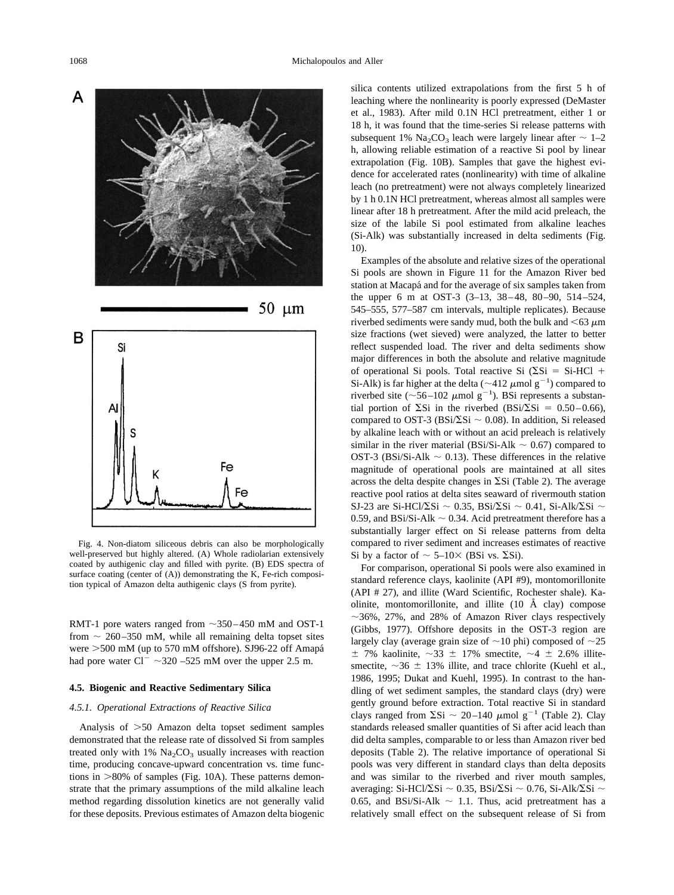Fig. 4. Non-diatom siliceous debris can also be morphologically well-preserved but highly altered. (A) Whole radiolarian extensively coated by authigenic clay and filled with pyrite. (B) EDS spectra of surface coating (center of (A)) demonstrating the K, Fe-rich composition typical of Amazon delta authigenic clays (S from pyrite).

RMT-1 pore waters ranged from ~350–450 mM and OST-1 from ~ 260–350 mM, while all remaining delta topset sites were >500 mM (up to 570 mM offshore). SJ96-22 off Amapá had pore water $Cl^-$ ~320 –525 mM over the upper 2.5 m.

### 4.5. Biogenic and Reactive Sedimentary Silica

#### *4.5.1. Operational Extractions of Reactive Silica*

Analysis of >50 Amazon delta topset sediment samples demonstrated that the release rate of dissolved Si from samples treated only with 1% $Na_2CO_3$ usually increases with reaction time, producing concave-upward concentration vs. time functions in >80% of samples (Fig. 10A). These patterns demonstrate that the primary assumptions of the mild alkaline leach method regarding dissolution kinetics are not generally valid for these deposits. Previous estimates of Amazon delta biogenic silica contents utilized extrapolations from the first 5 h of leaching where the nonlinearity is poorly expressed (DeMaster et al., 1983). After mild 0.1N HCl pretreatment, either 1 or 18 h, it was found that the time-series Si release patterns with subsequent 1% $Na_2CO_3$ leach were largely linear after ~ 1–2 h, allowing reliable estimation of a reactive Si pool by linear extrapolation (Fig. 10B). Samples that gave the highest evidence for accelerated rates (nonlinearity) with time of alkaline leach (no pretreatment) were not always completely linearized by 1 h 0.1N HCl pretreatment, whereas almost all samples were linear after 18 h pretreatment. After the mild acid preleach, the size of the labile Si pool estimated from alkaline leaches (Si-Alk) was substantially increased in delta sediments (Fig. 10).

Examples of the absolute and relative sizes of the operational Si pools are shown in Figure 11 for the Amazon River bed station at Macapá and for the average of six samples taken from the upper 6 m at OST-3 (3–13, 38–48, 80–90, 514–524, 545–555, 577–587 cm intervals, multiple replicates). Because riverbed sediments were sandy mud, both the bulk and <63 $\mu$m size fractions (wet sieved) were analyzed, the latter to better reflect suspended load. The river and delta sediments show major differences in both the absolute and relative magnitude of operational Si pools. Total reactive Si ($\Sigma$Si = Si-HCl + Si-Alk) is far higher at the delta (~412 $\mu$mol $g^{-1}$) compared to riverbed site (~56–102 $\mu$mol $g^{-1}$). BSi represents a substantial portion of $\Sigma$Si in the riverbed (BSi/$\Sigma$Si = 0.50–0.66), compared to OST-3 (BSi/$\Sigma$Si ~ 0.08). In addition, Si released by alkaline leach with or without an acid preleach is relatively similar in the river material (BSi/Si-Alk ~ 0.67) compared to OST-3 (BSi/Si-Alk ~ 0.13). These differences in the relative magnitude of operational pools are maintained at all sites across the delta despite changes in $\Sigma$Si (Table 2). The average reactive pool ratios at delta sites seaward of rivermouth station SJ-23 are Si-HCl/$\Sigma$Si ~ 0.35, BSi/$\Sigma$Si ~ 0.41, Si-Alk/$\Sigma$Si ~ 0.59, and BSi/Si-Alk ~ 0.34. Acid pretreatment therefore has a substantially larger effect on Si release patterns from delta compared to river sediment and increases estimates of reactive Si by a factor of ~ 5–10× (BSi vs. $\Sigma$Si).

For comparison, operational Si pools were also examined in standard reference clays, kaolinite (API #9), montomorillonite (API # 27), and illite (Ward Scientific, Rochester shale). Kaolinite, montomorillonite, and illite (10 Å clay) compose ~36%, 27%, and 28% of Amazon River clays respectively (Gibbs, 1977). Offshore deposits in the OST-3 region are largely clay (average grain size of ~10 phi) composed of ~25 ± 7% kaolinite, ~33 ± 17% smectite, ~4 ± 2.6% illite-smectite, ~36 ± 13% illite, and trace chlorite (Kuehl et al., 1986, 1995; Dukat and Kuehl, 1995). In contrast to the handling of wet sediment samples, the standard clays (dry) were gently ground before extraction. Total reactive Si in standard clays ranged from $\Sigma$Si ~ 20–140 $\mu$mol $g^{-1}$ (Table 2). Clay standards released smaller quantities of Si after acid leach than did delta samples, comparable to or less than Amazon river bed deposits (Table 2). The relative importance of operational Si pools was very different in standard clays than delta deposits and was similar to the riverbed and river mouth samples, averaging: Si-HCl/$\Sigma$Si ~ 0.35, BSi/$\Sigma$Si ~ 0.76, Si-Alk/$\Sigma$Si ~ 0.65, and BSi/Si-Alk ~ 1.1. Thus, acid pretreatment has a relatively small effect on the subsequent release of Si from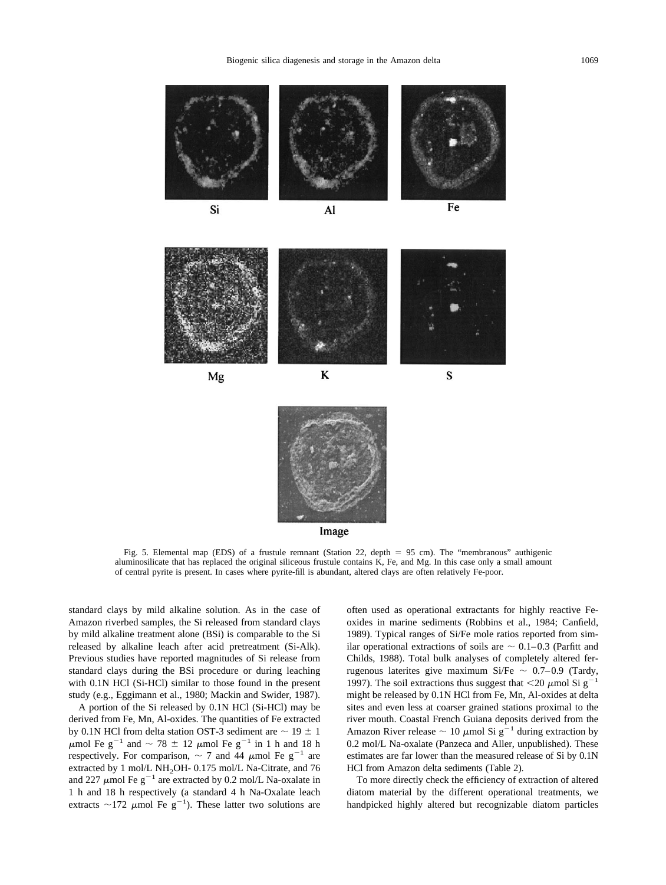Fig. 5. Elemental map (EDS) of a frustule remnant (Station 22, depth = 95 cm). The "membranous" authigenic aluminosilicate that has replaced the original siliceous frustule contains K, Fe, and Mg. In this case only a small amount of central pyrite is present. In cases where pyrite-fill is abundant, altered clays are often relatively Fe-poor.

standard clays by mild alkaline solution. As in the case of Amazon riverbed samples, the Si released from standard clays by mild alkaline treatment alone (BSi) is comparable to the Si released by alkaline leach after acid pretreatment (Si-Alk). Previous studies have reported magnitudes of Si release from standard clays during the BSi procedure or during leaching with 0.1N HCl (Si-HCl) similar to those found in the present study (e.g., Eggimann et al., 1980; Mackin and Swider, 1987).

A portion of the Si released by 0.1N HCl (Si-HCl) may be derived from Fe, Mn, Al-oxides. The quantities of Fe extracted by 0.1N HCl from delta station OST-3 sediment are $\sim 19 \pm 1$ $\mu$mol Fe $g^{-1}$ and $\sim 78 \pm 12$ $\mu$mol Fe $g^{-1}$ in 1 h and 18 h respectively. For comparison, $\sim 7$ and 44 $\mu$mol Fe $g^{-1}$ are extracted by 1 mol/L $NH_2OH$- 0.175 mol/L Na-Citrate, and 76 and 227 $\mu$mol Fe $g^{-1}$ are extracted by 0.2 mol/L Na-oxalate in 1 h and 18 h respectively (a standard 4 h Na-Oxalate leach extracts $\sim$172 $\mu$mol Fe $g^{-1}$). These latter two solutions are often used as operational extractants for highly reactive Fe-oxides in marine sediments (Robbins et al., 1984; Canfield, 1989). Typical ranges of Si/Fe mole ratios reported from similar operational extractions of soils are $\sim 0.1$–$0.3$ (Parfitt and Childs, 1988). Total bulk analyses of completely altered ferrugenous laterites give maximum Si/Fe $\sim 0.7$–$0.9$ (Tardy, 1997). The soil extractions thus suggest that $<$20 $\mu$mol Si $g^{-1}$ might be released by 0.1N HCl from Fe, Mn, Al-oxides at delta sites and even less at coarser grained stations proximal to the river mouth. Coastal French Guiana deposits derived from the Amazon River release $\sim 10$ $\mu$mol Si $g^{-1}$ during extraction by 0.2 mol/L Na-oxalate (Panzeca and Aller, unpublished). These estimates are far lower than the measured release of Si by 0.1N HCl from Amazon delta sediments (Table 2).

To more directly check the efficiency of extraction of altered diatom material by the different operational treatments, we handpicked highly altered but recognizable diatom particles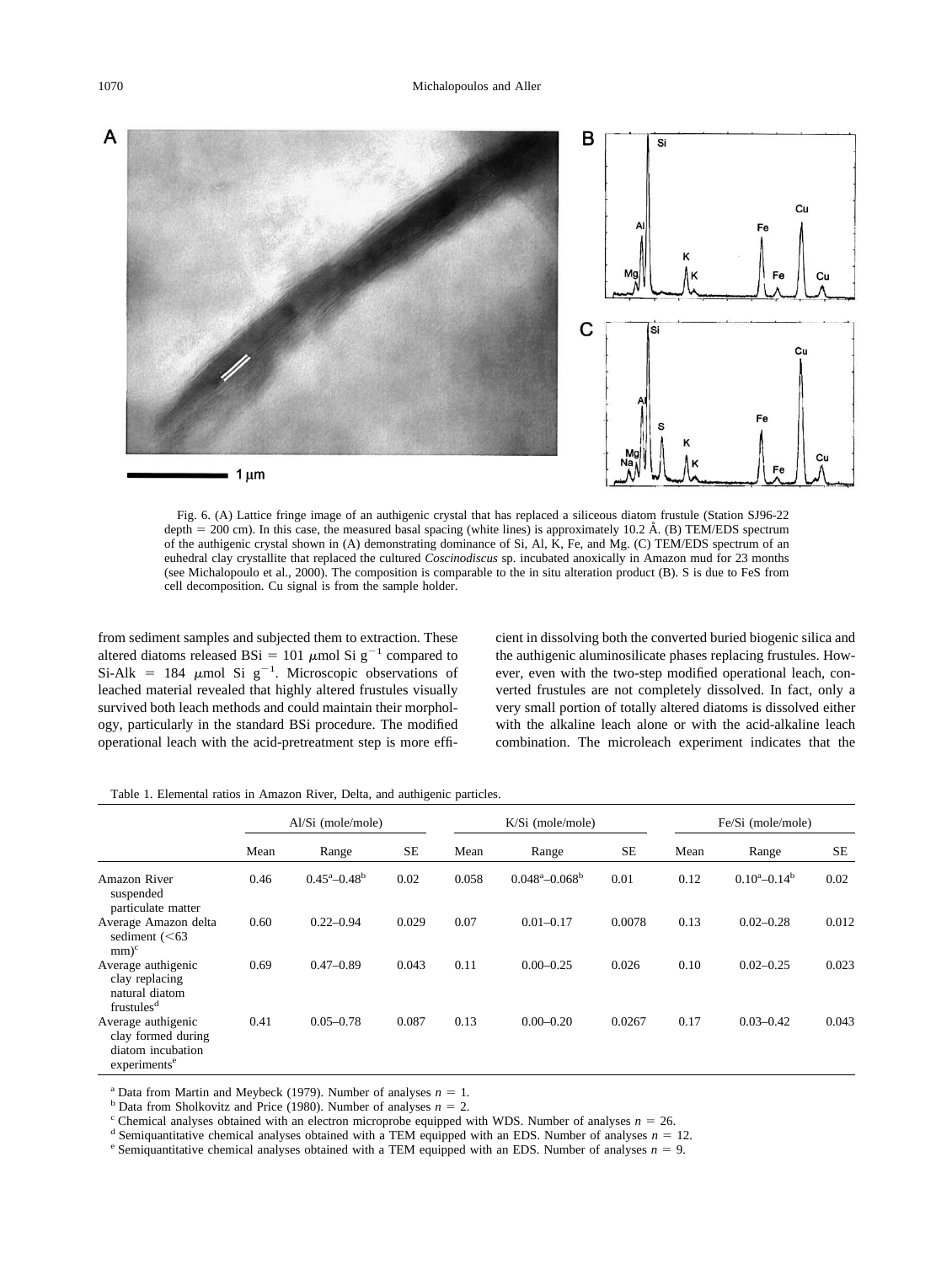Fig. 6. (A) Lattice fringe image of an authigenic crystal that has replaced a siliceous diatom frustule (Station SJ96-22 depth = 200 cm). In this case, the measured basal spacing (white lines) is approximately 10.2 Å. (B) TEM/EDS spectrum of the authigenic crystal shown in (A) demonstrating dominance of Si, Al, K, Fe, and Mg. (C) TEM/EDS spectrum of an euhedral clay crystallite that replaced the cultured *Coscinodiscus* sp. incubated anoxically in Amazon mud for 23 months (see Michalopoulo et al., 2000). The composition is comparable to the in situ alteration product (B). S is due to FeS from cell decomposition. Cu signal is from the sample holder.

from sediment samples and subjected them to extraction. These altered diatoms released BSi = 101 $\mu$mol Si $g^{-1}$ compared to Si-Alk = 184 $\mu$mol Si $g^{-1}$. Microscopic observations of leached material revealed that highly altered frustules visually survived both leach methods and could maintain their morphology, particularly in the standard BSi procedure. The modified operational leach with the acid-pretreatment step is more efficient in dissolving both the converted buried biogenic silica and the authigenic aluminosilicate phases replacing frustules. However, even with the two-step modified operational leach, converted frustules are not completely dissolved. In fact, only a very small portion of totally altered diatoms is dissolved either with the alkaline leach alone or with the acid-alkaline leach combination. The microleach experiment indicates that the

Table 1. Elemental ratios in Amazon River, Delta, and authigenic particles.

| | Al/Si (mole/mole) | | | K/Si (mole/mole) | | | Fe/Si (mole/mole) | | |
|---|---|---|---|---|---|---|---|---|---|
| | Mean | Range | SE | Mean | Range | SE | Mean | Range | SE |
| Amazon River suspended particulate matter | 0.46 | 0.45[a]–0.48[b] | 0.02 | 0.058 | 0.048[a]–0.068[b] | 0.01 | 0.12 | 0.10[a]–0.14[b] | 0.02 |
| Average Amazon delta sediment (<63 mm)[c] | 0.60 | 0.22–0.94 | 0.029 | 0.07 | 0.01–0.17 | 0.0078 | 0.13 | 0.02–0.28 | 0.012 |
| Average authigenic clay replacing natural diatom frustules[d] | 0.69 | 0.47–0.89 | 0.043 | 0.11 | 0.00–0.25 | 0.026 | 0.10 | 0.02–0.25 | 0.023 |
| Average authigenic clay formed during diatom incubation experiments[e] | 0.41 | 0.05–0.78 | 0.087 | 0.13 | 0.00–0.20 | 0.0267 | 0.17 | 0.03–0.42 | 0.043 |

[a] Data from Martin and Meybeck (1979). Number of analyses $n$ = 1.
[b] Data from Sholkovitz and Price (1980). Number of analyses $n$ = 2.
[c] Chemical analyses obtained with an electron microprobe equipped with WDS. Number of analyses $n$ = 26.
[d] Semiquantitative chemical analyses obtained with a TEM equipped with an EDS. Number of analyses $n$ = 12.
[e] Semiquantitative chemical analyses obtained with a TEM equipped with an EDS. Number of analyses $n$ = 9.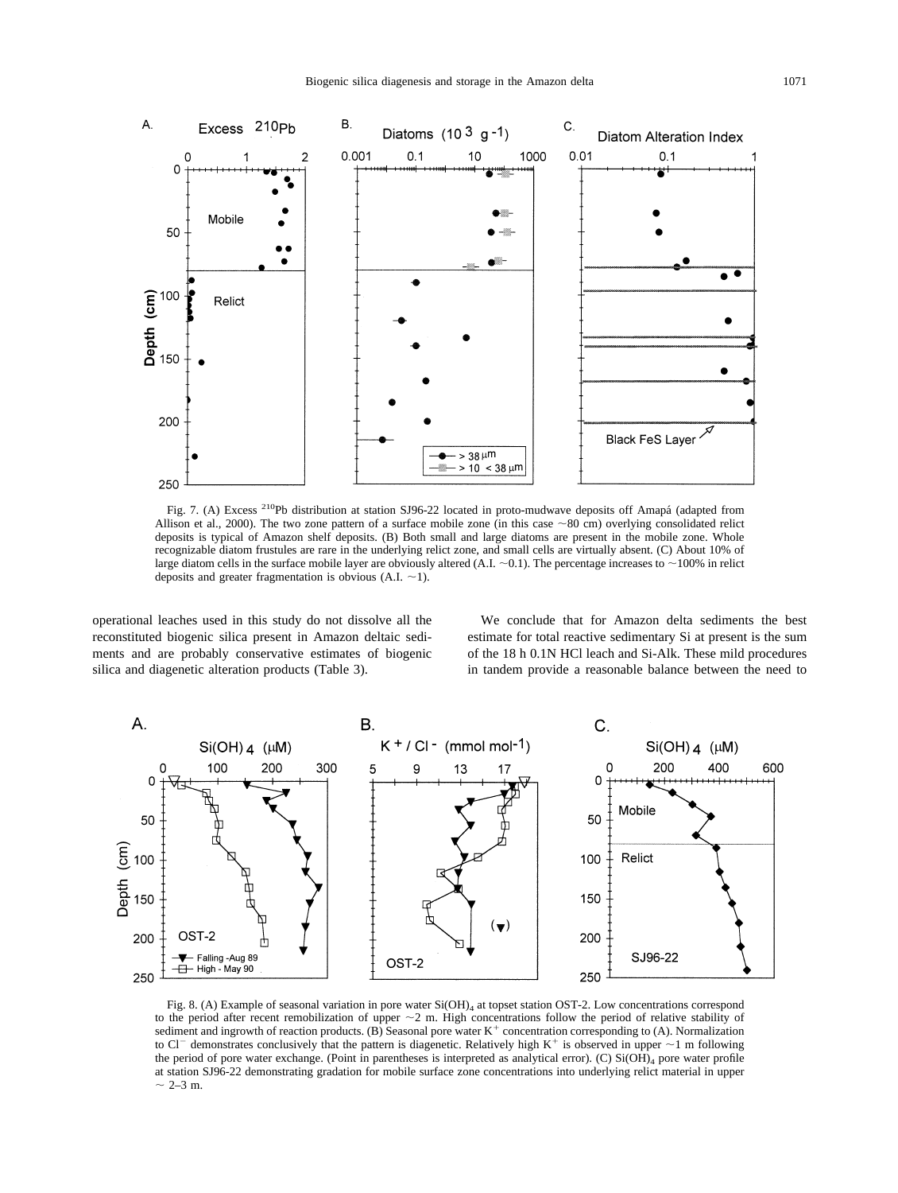Fig. 7. (A) Excess $^{210}$Pb distribution at station SJ96-22 located in proto-mudwave deposits off Amapá (adapted from Allison et al., 2000). The two zone pattern of a surface mobile zone (in this case ~80 cm) overlying consolidated relict deposits is typical of Amazon shelf deposits. (B) Both small and large diatoms are present in the mobile zone. Whole recognizable diatom frustules are rare in the underlying relict zone, and small cells are virtually absent. (C) About 10% of large diatom cells in the surface mobile layer are obviously altered (A.I. ~0.1). The percentage increases to ~100% in relict deposits and greater fragmentation is obvious (A.I. ~1).

operational leaches used in this study do not dissolve all the reconstituted biogenic silica present in Amazon deltaic sediments and are probably conservative estimates of biogenic silica and diagenetic alteration products (Table 3).

We conclude that for Amazon delta sediments the best estimate for total reactive sedimentary Si at present is the sum of the 18 h 0.1N HCl leach and Si-Alk. These mild procedures in tandem provide a reasonable balance between the need to

Fig. 8. (A) Example of seasonal variation in pore water $Si(OH)_4$ at topset station OST-2. Low concentrations correspond to the period after recent remobilization of upper ~2 m. High concentrations follow the period of relative stability of sediment and ingrowth of reaction products. (B) Seasonal pore water $K^+$ concentration corresponding to (A). Normalization to $Cl^-$ demonstrates conclusively that the pattern is diagenetic. Relatively high $K^+$ is observed in upper ~1 m following the period of pore water exchange. (Point in parentheses is interpreted as analytical error). (C) $Si(OH)_4$ pore water profile at station SJ96-22 demonstrating gradation for mobile surface zone concentrations into underlying relict material in upper ~ 2–3 m.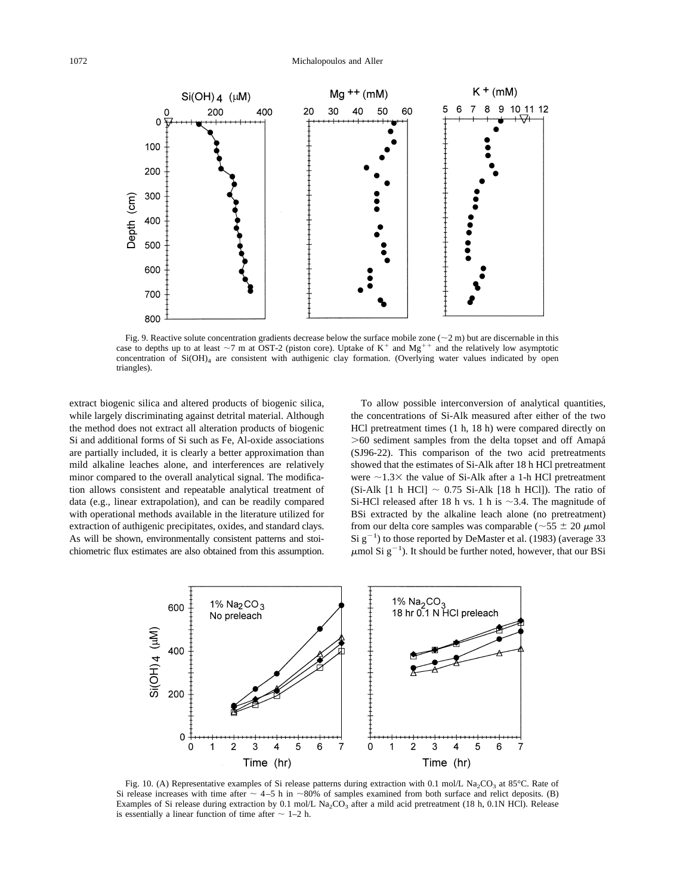Fig. 9. Reactive solute concentration gradients decrease below the surface mobile zone (~2 m) but are discernable in this case to depths up to at least ~7 m at OST-2 (piston core). Uptake of $K^+$ and $Mg^{++}$ and the relatively low asymptotic concentration of $Si(OH)_4$ are consistent with authigenic clay formation. (Overlying water values indicated by open triangles).

extract biogenic silica and altered products of biogenic silica, while largely discriminating against detrital material. Although the method does not extract all alteration products of biogenic Si and additional forms of Si such as Fe, Al-oxide associations are partially included, it is clearly a better approximation than mild alkaline leaches alone, and interferences are relatively minor compared to the overall analytical signal. The modification allows consistent and repeatable analytical treatment of data (e.g., linear extrapolation), and can be readily compared with operational methods available in the literature utilized for extraction of authigenic precipitates, oxides, and standard clays. As will be shown, environmentally consistent patterns and stoichiometric flux estimates are also obtained from this assumption.

To allow possible interconversion of analytical quantities, the concentrations of Si-Alk measured after either of the two HCl pretreatment times (1 h, 18 h) were compared directly on >60 sediment samples from the delta topset and off Amapá (SJ96-22). This comparison of the two acid pretreatments showed that the estimates of Si-Alk after 18 h HCl pretreatment were ~1.3× the value of Si-Alk after a 1-h HCl pretreatment (Si-Alk [1 h HCl] ~ 0.75 Si-Alk [18 h HCl]). The ratio of Si-HCl released after 18 h vs. 1 h is ~3.4. The magnitude of BSi extracted by the alkaline leach alone (no pretreatment) from our delta core samples was comparable (~55 ± 20 $\mu$mol Si $g^{-1}$) to those reported by DeMaster et al. (1983) (average 33 $\mu$mol Si $g^{-1}$). It should be further noted, however, that our BSi

Fig. 10. (A) Representative examples of Si release patterns during extraction with 0.1 mol/L $Na_2CO_3$ at 85°C. Rate of Si release increases with time after ~ 4–5 h in ~80% of samples examined from both surface and relict deposits. (B) Examples of Si release during extraction by 0.1 mol/L $Na_2CO_3$ after a mild acid pretreatment (18 h, 0.1N HCl). Release is essentially a linear function of time after ~ 1–2 h.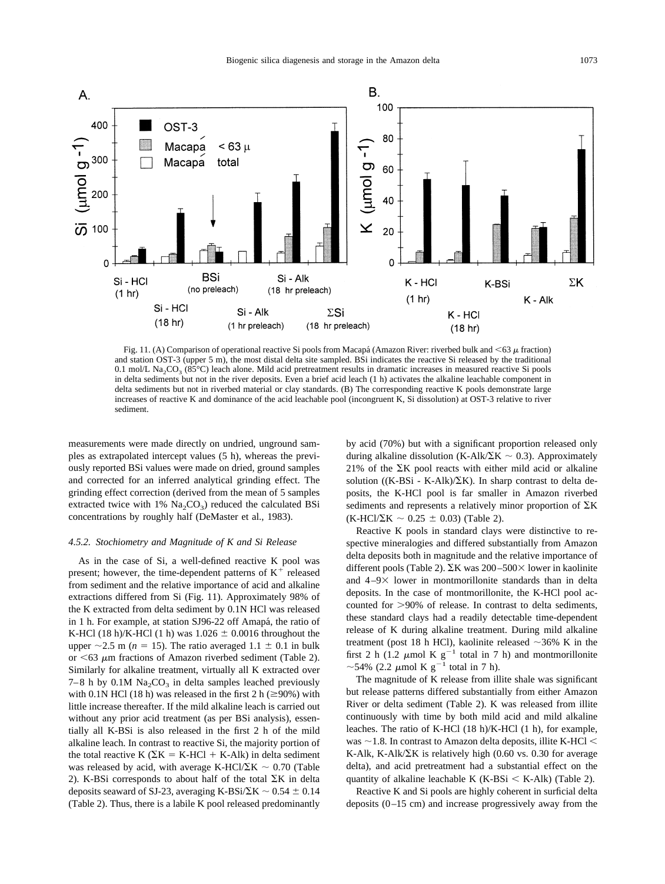Fig. 11. (A) Comparison of operational reactive Si pools from Macapá (Amazon River: riverbed bulk and <63 $\mu$ fraction) and station OST-3 (upper 5 m), the most distal delta site sampled. BSi indicates the reactive Si released by the traditional 0.1 mol/L $Na_2CO_3$ (85°C) leach alone. Mild acid pretreatment results in dramatic increases in measured reactive Si pools in delta sediments but not in the river deposits. Even a brief acid leach (1 h) activates the alkaline leachable component in delta sediments but not in riverbed material or clay standards. (B) The corresponding reactive K pools demonstrate large increases of reactive K and dominance of the acid leachable pool (incongruent K, Si dissolution) at OST-3 relative to river sediment.

measurements were made directly on undried, unground samples as extrapolated intercept values (5 h), whereas the previously reported BSi values were made on dried, ground samples and corrected for an inferred analytical grinding effect. The grinding effect correction (derived from the mean of 5 samples extracted twice with 1% $Na_2CO_3$) reduced the calculated BSi concentrations by roughly half (DeMaster et al., 1983).

#### 4.5.2. Stochiometry and Magnitude of K and Si Release

As in the case of Si, a well-defined reactive K pool was present; however, the time-dependent patterns of $K^+$ released from sediment and the relative importance of acid and alkaline extractions differed from Si (Fig. 11). Approximately 98% of the K extracted from delta sediment by 0.1N HCl was released in 1 h. For example, at station SJ96-22 off Amapá, the ratio of K-HCl (18 h)/K-HCl (1 h) was 1.026 ± 0.0016 throughout the upper ~2.5 m ($n = 15$). The ratio averaged 1.1 ± 0.1 in bulk or <63 $\mu$m fractions of Amazon riverbed sediment (Table 2). Similarly for alkaline treatment, virtually all K extracted over 7–8 h by 0.1M $Na_2CO_3$ in delta samples leached previously with 0.1N HCl (18 h) was released in the first 2 h (≥90%) with little increase thereafter. If the mild alkaline leach is carried out without any prior acid treatment (as per BSi analysis), essentially all K-BSi is also released in the first 2 h of the mild alkaline leach. In contrast to reactive Si, the majority portion of the total reactive K ($\Sigma$K = K-HCl + K-Alk) in delta sediment was released by acid, with average K-HCl/$\Sigma$K ~ 0.70 (Table 2). K-BSi corresponds to about half of the total $\Sigma$K in delta deposits seaward of SJ-23, averaging K-BSi/$\Sigma$K ~ 0.54 ± 0.14 (Table 2). Thus, there is a labile K pool released predominantly by acid (70%) but with a significant proportion released only during alkaline dissolution (K-Alk/$\Sigma$K ~ 0.3). Approximately 21% of the $\Sigma$K pool reacts with either mild acid or alkaline solution ((K-BSi - K-Alk)/$\Sigma$K). In sharp contrast to delta deposits, the K-HCl pool is far smaller in Amazon riverbed sediments and represents a relatively minor proportion of $\Sigma$K (K-HCl/$\Sigma$K ~ 0.25 ± 0.03) (Table 2).

Reactive K pools in standard clays were distinctive to respective mineralogies and differed substantially from Amazon delta deposits both in magnitude and the relative importance of different pools (Table 2). $\Sigma$K was 200–500× lower in kaolinite and 4–9× lower in montmorillonite standards than in delta deposits. In the case of montmorillonite, the K-HCl pool accounted for >90% of release. In contrast to delta sediments, these standard clays had a readily detectable time-dependent release of K during alkaline treatment. During mild alkaline treatment (post 18 h HCl), kaolinite released ~36% K in the first 2 h (1.2 $\mu$mol K $g^{-1}$ total in 7 h) and montmorillonite ~54% (2.2 $\mu$mol K $g^{-1}$ total in 7 h).

The magnitude of K release from illite shale was significant but release patterns differed substantially from either Amazon River or delta sediment (Table 2). K was released from illite continuously with time by both mild acid and mild alkaline leaches. The ratio of K-HCl (18 h)/K-HCl (1 h), for example, was ~1.8. In contrast to Amazon delta deposits, illite K-HCl < K-Alk, K-Alk/$\Sigma$K is relatively high (0.60 vs. 0.30 for average delta), and acid pretreatment had a substantial effect on the quantity of alkaline leachable K (K-BSi < K-Alk) (Table 2).

Reactive K and Si pools are highly coherent in surficial delta deposits (0–15 cm) and increase progressively away from the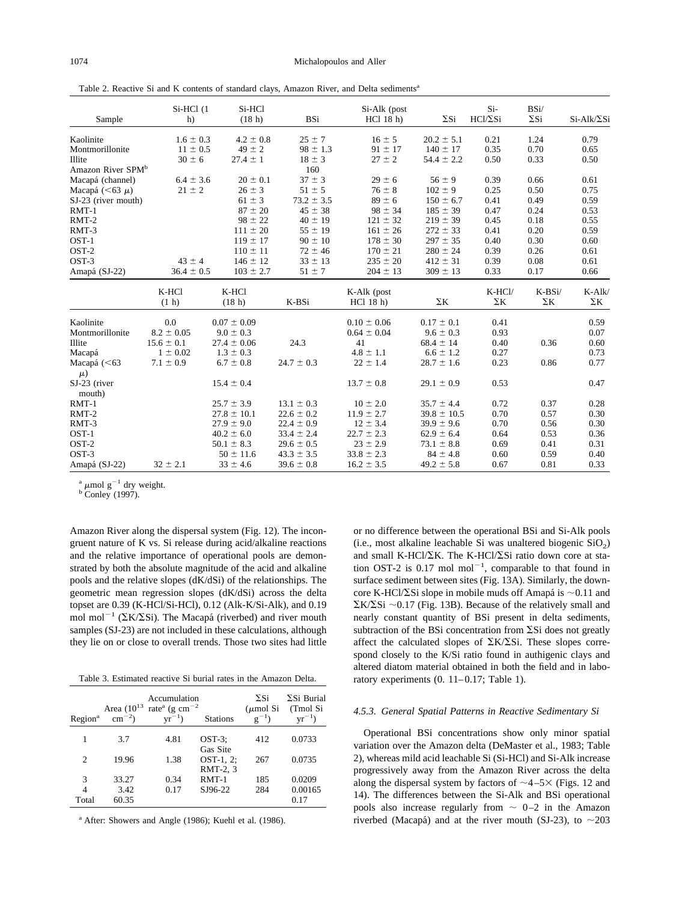Table 2. Reactive Si and K contents of standard clays, Amazon River, and Delta sediments[a]

| Sample | Si-HCl (1 h) | Si-HCl (18 h) | BSi | Si-Alk (post HCl 18 h) | ΣSi | Si-HCl/ΣSi | BSi/ΣSi | Si-Alk/ΣSi |
|---|---|---|---|---|---|---|---|---|
| Kaolinite | 1.6 ± 0.3 | 4.2 ± 0.8 | 25 ± 7 | 16 ± 5 | 20.2 ± 5.1 | 0.21 | 1.24 | 0.79 |
| Montmorillonite | 11 ± 0.5 | 49 ± 2 | 98 ± 1.3 | 91 ± 17 | 140 ± 17 | 0.35 | 0.70 | 0.65 |
| Illite | 30 ± 6 | 27.4 ± 1 | 18 ± 3 | 27 ± 2 | 54.4 ± 2.2 | 0.50 | 0.33 | 0.50 |
| Amazon River SPM[b] | | | 160 | | | | | |
| Macapá (channel) | 6.4 ± 3.6 | 20 ± 0.1 | 37 ± 3 | 29 ± 6 | 56 ± 9 | 0.39 | 0.66 | 0.61 |
| Macapá (<63 μ) | 21 ± 2 | 26 ± 3 | 51 ± 5 | 76 ± 8 | 102 ± 9 | 0.25 | 0.50 | 0.75 |
| SJ-23 (river mouth) | | 61 ± 3 | 73.2 ± 3.5 | 89 ± 6 | 150 ± 6.7 | 0.41 | 0.49 | 0.59 |
| RMT-1 | | 87 ± 20 | 45 ± 38 | 98 ± 34 | 185 ± 39 | 0.47 | 0.24 | 0.53 |
| RMT-2 | | 98 ± 22 | 40 ± 19 | 121 ± 32 | 219 ± 39 | 0.45 | 0.18 | 0.55 |
| RMT-3 | | 111 ± 20 | 55 ± 19 | 161 ± 26 | 272 ± 33 | 0.41 | 0.20 | 0.59 |
| OST-1 | | 119 ± 17 | 90 ± 10 | 178 ± 30 | 297 ± 35 | 0.40 | 0.30 | 0.60 |
| OST-2 | | 110 ± 11 | 72 ± 46 | 170 ± 21 | 280 ± 24 | 0.39 | 0.26 | 0.61 |
| OST-3 | 43 ± 4 | 146 ± 12 | 33 ± 13 | 235 ± 20 | 412 ± 31 | 0.39 | 0.08 | 0.61 |
| Amapá (SJ-22) | 36.4 ± 0.5 | 103 ± 2.7 | 51 ± 7 | 204 ± 13 | 309 ± 13 | 0.33 | 0.17 | 0.66 |

| | K-HCl (1 h) | K-HCl (18 h) | K-BSi | K-Alk (post HCl 18 h) | ΣK | K-HCl/ΣK | K-BSi/ΣK | K-Alk/ΣK |
|---|---|---|---|---|---|---|---|---|
| Kaolinite | 0.0 | 0.07 ± 0.09 | | 0.10 ± 0.06 | 0.17 ± 0.1 | 0.41 | | 0.59 |
| Montmorillonite | 8.2 ± 0.05 | 9.0 ± 0.3 | | 0.64 ± 0.04 | 9.6 ± 0.3 | 0.93 | | 0.07 |
| Illite | 15.6 ± 0.1 | 27.4 ± 0.06 | 24.3 | 41 | 68.4 ± 14 | 0.40 | 0.36 | 0.60 |
| Macapá | 1 ± 0.02 | 1.3 ± 0.3 | | 4.8 ± 1.1 | 6.6 ± 1.2 | 0.27 | | 0.73 |
| Macapá (<63 μ) | 7.1 ± 0.9 | 6.7 ± 0.8 | 24.7 ± 0.3 | 22 ± 1.4 | 28.7 ± 1.6 | 0.23 | 0.86 | 0.77 |
| SJ-23 (river mouth) | | 15.4 ± 0.4 | | 13.7 ± 0.8 | 29.1 ± 0.9 | 0.53 | | 0.47 |
| RMT-1 | | 25.7 ± 3.9 | 13.1 ± 0.3 | 10 ± 2.0 | 35.7 ± 4.4 | 0.72 | 0.37 | 0.28 |
| RMT-2 | | 27.8 ± 10.1 | 22.6 ± 0.2 | 11.9 ± 2.7 | 39.8 ± 10.5 | 0.70 | 0.57 | 0.30 |
| RMT-3 | | 27.9 ± 9.0 | 22.4 ± 0.9 | 12 ± 3.4 | 39.9 ± 9.6 | 0.70 | 0.56 | 0.30 |
| OST-1 | | 40.2 ± 6.0 | 33.4 ± 2.4 | 22.7 ± 2.3 | 62.9 ± 6.4 | 0.64 | 0.53 | 0.36 |
| OST-2 | | 50.1 ± 8.3 | 29.6 ± 0.5 | 23 ± 2.9 | 73.1 ± 8.8 | 0.69 | 0.41 | 0.31 |
| OST-3 | | 50 ± 11.6 | 43.3 ± 3.5 | 33.8 ± 2.3 | 84 ± 4.8 | 0.60 | 0.59 | 0.40 |
| Amapá (SJ-22) | 32 ± 2.1 | 33 ± 4.6 | 39.6 ± 0.8 | 16.2 ± 3.5 | 49.2 ± 5.8 | 0.67 | 0.81 | 0.33 |

[a] $\mu$mol g$^{-1}$ dry weight.
[b] Conley (1997).

Amazon River along the dispersal system (Fig. 12). The incongruent nature of K vs. Si release during acid/alkaline reactions and the relative importance of operational pools are demonstrated by both the absolute magnitude of the acid and alkaline pools and the relative slopes (dK/dSi) of the relationships. The geometric mean regression slopes (dK/dSi) across the delta topset are 0.39 (K-HCl/Si-HCl), 0.12 (Alk-K/Si-Alk), and 0.19 mol mol$^{-1}$ (ΣK/ΣSi). The Macapá (riverbed) and river mouth samples (SJ-23) are not included in these calculations, although they lie on or close to overall trends. Those two sites had little or no difference between the operational BSi and Si-Alk pools (i.e., most alkaline leachable Si was unaltered biogenic $SiO_2$) and small K-HCl/ΣK. The K-HCl/ΣSi ratio down core at station OST-2 is 0.17 mol mol$^{-1}$, comparable to that found in surface sediment between sites (Fig. 13A). Similarly, the downcore K-HCl/ΣSi slope in mobile muds off Amapá is ~0.11 and ΣK/ΣSi ~0.17 (Fig. 13B). Because of the relatively small and nearly constant quantity of BSi present in delta sediments, subtraction of the BSi concentration from ΣSi does not greatly affect the calculated slopes of ΣK/ΣSi. These slopes correspond closely to the K/Si ratio found in authigenic clays and altered diatom material obtained in both the field and in laboratory experiments (0. 11–0.17; Table 1).

Table 3. Estimated reactive Si burial rates in the Amazon Delta.

| Region[a] | Area ($10^{13}$ cm$^{-2}$) | Accumulation rate[a] (g cm$^{-2}$ yr$^{-1}$) | Stations | ΣSi ($\mu$mol Si g$^{-1}$) | ΣSi Burial (Tmol Si yr$^{-1}$) |
|---|---|---|---|---|---|
| 1 | 3.7 | 4.81 | OST-3; Gas Site | 412 | 0.0733 |
| 2 | 19.96 | 1.38 | OST-1, 2; RMT-2, 3 | 267 | 0.0735 |
| 3 | 33.27 | 0.34 | RMT-1 | 185 | 0.0209 |
| 4 | 3.42 | 0.17 | SJ96-22 | 284 | 0.00165 |
| Total | 60.35 | | | | 0.17 |

[a] After: Showers and Angle (1986); Kuehl et al. (1986).

#### 4.5.3. General Spatial Patterns in Reactive Sedimentary Si

Operational BSi concentrations show only minor spatial variation over the Amazon delta (DeMaster et al., 1983; Table 2), whereas mild acid leachable Si (Si-HCl) and Si-Alk increase progressively away from the Amazon River across the delta along the dispersal system by factors of ~4–5× (Figs. 12 and 14). The differences between the Si-Alk and BSi operational pools also increase regularly from ~ 0–2 in the Amazon riverbed (Macapá) and at the river mouth (SJ-23), to ~203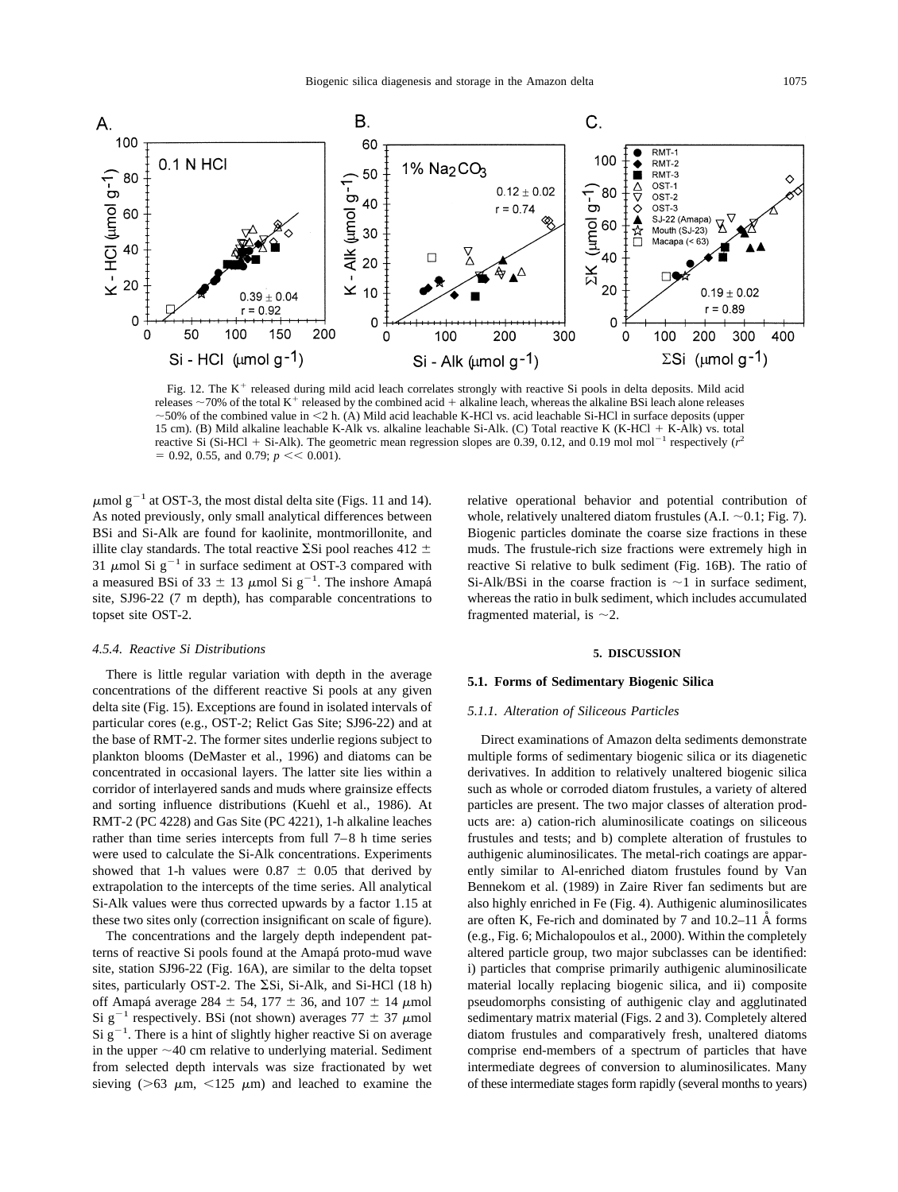Fig. 12. The $K^+$ released during mild acid leach correlates strongly with reactive Si pools in delta deposits. Mild acid releases ~70% of the total $K^+$ released by the combined acid + alkaline leach, whereas the alkaline BSi leach alone releases ~50% of the combined value in <2 h. (A) Mild acid leachable K-HCl vs. acid leachable Si-HCl in surface deposits (upper 15 cm). (B) Mild alkaline leachable K-Alk vs. alkaline leachable Si-Alk. (C) Total reactive K (K-HCl + K-Alk) vs. total reactive Si (Si-HCl + Si-Alk). The geometric mean regression slopes are 0.39, 0.12, and 0.19 mol $mol^{-1}$ respectively ($r^2$ = 0.92, 0.55, and 0.79; $p << 0.001$).

$\mu$mol $g^{-1}$ at OST-3, the most distal delta site (Figs. 11 and 14). As noted previously, only small analytical differences between BSi and Si-Alk are found for kaolinite, montmorillonite, and illite clay standards. The total reactive $\Sigma$Si pool reaches 412 ± 31 $\mu$mol Si $g^{-1}$ in surface sediment at OST-3 compared with a measured BSi of 33 ± 13 $\mu$mol Si $g^{-1}$. The inshore Amapá site, SJ96-22 (7 m depth), has comparable concentrations to topset site OST-2.

#### 4.5.4. Reactive Si Distributions

There is little regular variation with depth in the average concentrations of the different reactive Si pools at any given delta site (Fig. 15). Exceptions are found in isolated intervals of particular cores (e.g., OST-2; Relict Gas Site; SJ96-22) and at the base of RMT-2. The former sites underlie regions subject to plankton blooms (DeMaster et al., 1996) and diatoms can be concentrated in occasional layers. The latter site lies within a corridor of interlayered sands and muds where grainsize effects and sorting influence distributions (Kuehl et al., 1986). At RMT-2 (PC 4228) and Gas Site (PC 4221), 1-h alkaline leaches rather than time series intercepts from full 7–8 h time series were used to calculate the Si-Alk concentrations. Experiments showed that 1-h values were 0.87 ± 0.05 that derived by extrapolation to the intercepts of the time series. All analytical Si-Alk values were thus corrected upwards by a factor 1.15 at these two sites only (correction insignificant on scale of figure).

The concentrations and the largely depth independent patterns of reactive Si pools found at the Amapá proto-mud wave site, station SJ96-22 (Fig. 16A), are similar to the delta topset sites, particularly OST-2. The $\Sigma$Si, Si-Alk, and Si-HCl (18 h) off Amapá average 284 ± 54, 177 ± 36, and 107 ± 14 $\mu$mol Si $g^{-1}$ respectively. BSi (not shown) averages 77 ± 37 $\mu$mol Si $g^{-1}$. There is a hint of slightly higher reactive Si on average in the upper ~40 cm relative to underlying material. Sediment from selected depth intervals was size fractionated by wet sieving (>63 $\mu$m, <125 $\mu$m) and leached to examine the relative operational behavior and potential contribution of whole, relatively unaltered diatom frustules (A.I. ~0.1; Fig. 7). Biogenic particles dominate the coarse size fractions in these muds. The frustule-rich size fractions were extremely high in reactive Si relative to bulk sediment (Fig. 16B). The ratio of Si-Alk/BSi in the coarse fraction is ~1 in surface sediment, whereas the ratio in bulk sediment, which includes accumulated fragmented material, is ~2.

## 5. DISCUSSION

### 5.1. Forms of Sedimentary Biogenic Silica

#### 5.1.1. Alteration of Siliceous Particles

Direct examinations of Amazon delta sediments demonstrate multiple forms of sedimentary biogenic silica or its diagenetic derivatives. In addition to relatively unaltered biogenic silica such as whole or corroded diatom frustules, a variety of altered particles are present. The two major classes of alteration products are: a) cation-rich aluminosilicate coatings on siliceous frustules and tests; and b) complete alteration of frustules to authigenic aluminosilicates. The metal-rich coatings are apparently similar to Al-enriched diatom frustules found by Van Bennekom et al. (1989) in Zaire River fan sediments but are also highly enriched in Fe (Fig. 4). Authigenic aluminosilicates are often K, Fe-rich and dominated by 7 and 10.2–11 Å forms (e.g., Fig. 6; Michalopoulos et al., 2000). Within the completely altered particle group, two major subclasses can be identified: i) particles that comprise primarily authigenic aluminosilicate material locally replacing biogenic silica, and ii) composite pseudomorphs consisting of authigenic clay and agglutinated sedimentary matrix material (Figs. 2 and 3). Completely altered diatom frustules and comparatively fresh, unaltered diatoms comprise end-members of a spectrum of particles that have intermediate degrees of conversion to aluminosilicates. Many of these intermediate stages form rapidly (several months to years)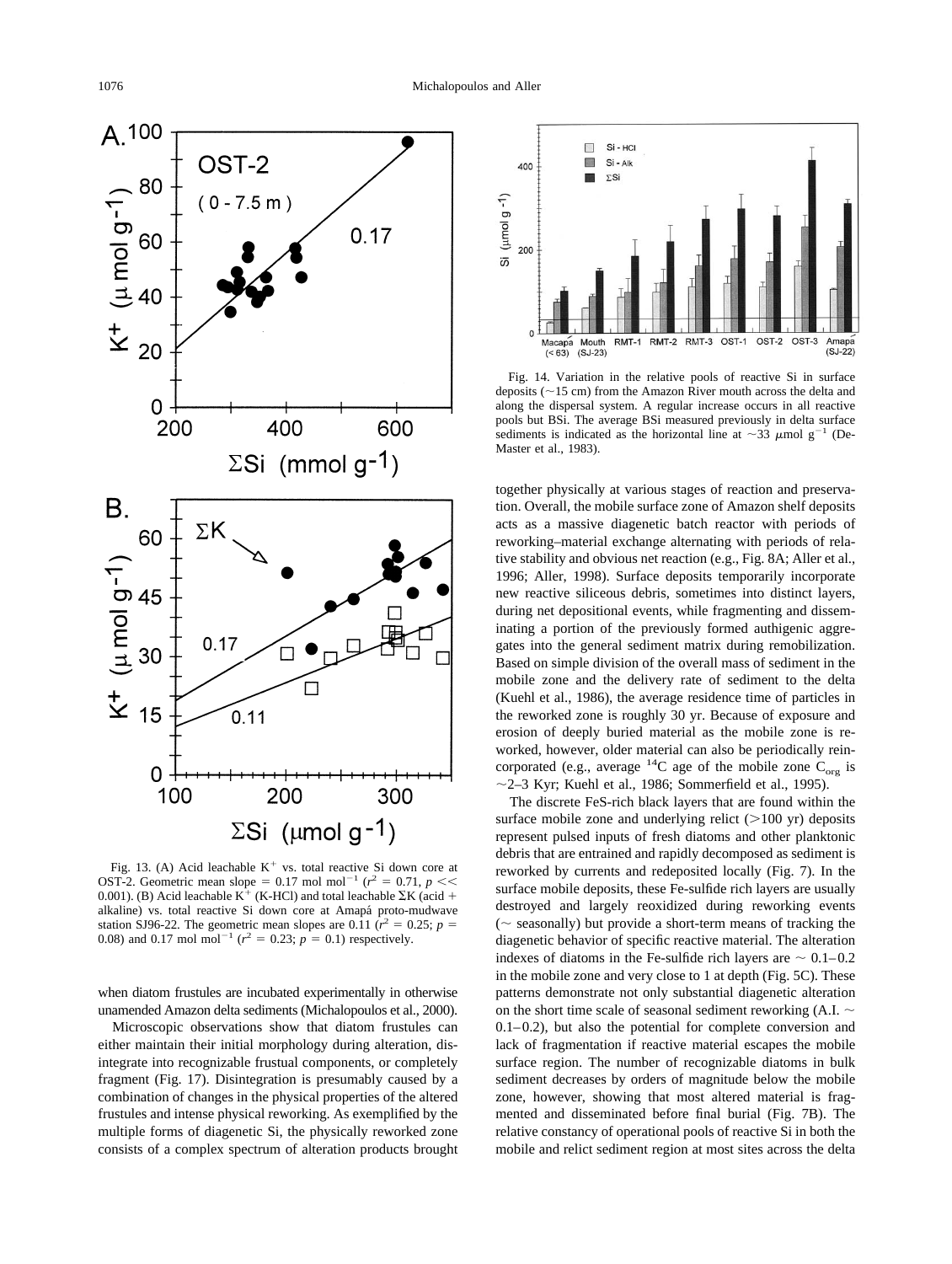Fig. 13. (A) Acid leachable $K^+$ vs. total reactive Si down core at OST-2. Geometric mean slope = 0.17 mol mol$^{-1}$ ($r^2$ = 0.71, $p <<$ 0.001). (B) Acid leachable $K^+$ (K-HCl) and total leachable $\Sigma K$ (acid + alkaline) vs. total reactive Si down core at Amapá proto-mudwave station SJ96-22. The geometric mean slopes are 0.11 ($r^2$ = 0.25; $p$ = 0.08) and 0.17 mol mol$^{-1}$ ($r^2$ = 0.23; $p$ = 0.1) respectively.

when diatom frustules are incubated experimentally in otherwise unamended Amazon delta sediments (Michalopoulos et al., 2000).

Microscopic observations show that diatom frustules can either maintain their initial morphology during alteration, disintegrate into recognizable frustual components, or completely fragment (Fig. 17). Disintegration is presumably caused by a combination of changes in the physical properties of the altered frustules and intense physical reworking. As exemplified by the multiple forms of diagenetic Si, the physically reworked zone consists of a complex spectrum of alteration products brought together physically at various stages of reaction and preservation. Overall, the mobile surface zone of Amazon shelf deposits acts as a massive diagenetic batch reactor with periods of reworking–material exchange alternating with periods of relative stability and obvious net reaction (e.g., Fig. 8A; Aller et al., 1996; Aller, 1998). Surface deposits temporarily incorporate new reactive siliceous debris, sometimes into distinct layers, during net depositional events, while fragmenting and disseminating a portion of the previously formed authigenic aggregates into the general sediment matrix during remobilization. Based on simple division of the overall mass of sediment in the mobile zone and the delivery rate of sediment to the delta (Kuehl et al., 1986), the average residence time of particles in the reworked zone is roughly 30 yr. Because of exposure and erosion of deeply buried material as the mobile zone is reworked, however, older material can also be periodically reincorporated (e.g., average $^{14}C$ age of the mobile zone $C_{org}$ is ~2–3 Kyr; Kuehl et al., 1986; Sommerfield et al., 1995).

Fig. 14. Variation in the relative pools of reactive Si in surface deposits (~15 cm) from the Amazon River mouth across the delta and along the dispersal system. A regular increase occurs in all reactive pools but BSi. The average BSi measured previously in delta surface sediments is indicated as the horizontal line at ~33 $\mu$mol g$^{-1}$ (DeMaster et al., 1983).

The discrete FeS-rich black layers that are found within the surface mobile zone and underlying relict (>100 yr) deposits represent pulsed inputs of fresh diatoms and other planktonic debris that are entrained and rapidly decomposed as sediment is reworked by currents and redeposited locally (Fig. 7). In the surface mobile deposits, these Fe-sulfide rich layers are usually destroyed and largely reoxidized during reworking events (~ seasonally) but provide a short-term means of tracking the diagenetic behavior of specific reactive material. The alteration indexes of diatoms in the Fe-sulfide rich layers are ~ 0.1–0.2 in the mobile zone and very close to 1 at depth (Fig. 5C). These patterns demonstrate not only substantial diagenetic alteration on the short time scale of seasonal sediment reworking (A.I. ~ 0.1–0.2), but also the potential for complete conversion and lack of fragmentation if reactive material escapes the mobile surface region. The number of recognizable diatoms in bulk sediment decreases by orders of magnitude below the mobile zone, however, showing that most altered material is fragmented and disseminated before final burial (Fig. 7B). The relative constancy of operational pools of reactive Si in both the mobile and relict sediment region at most sites across the delta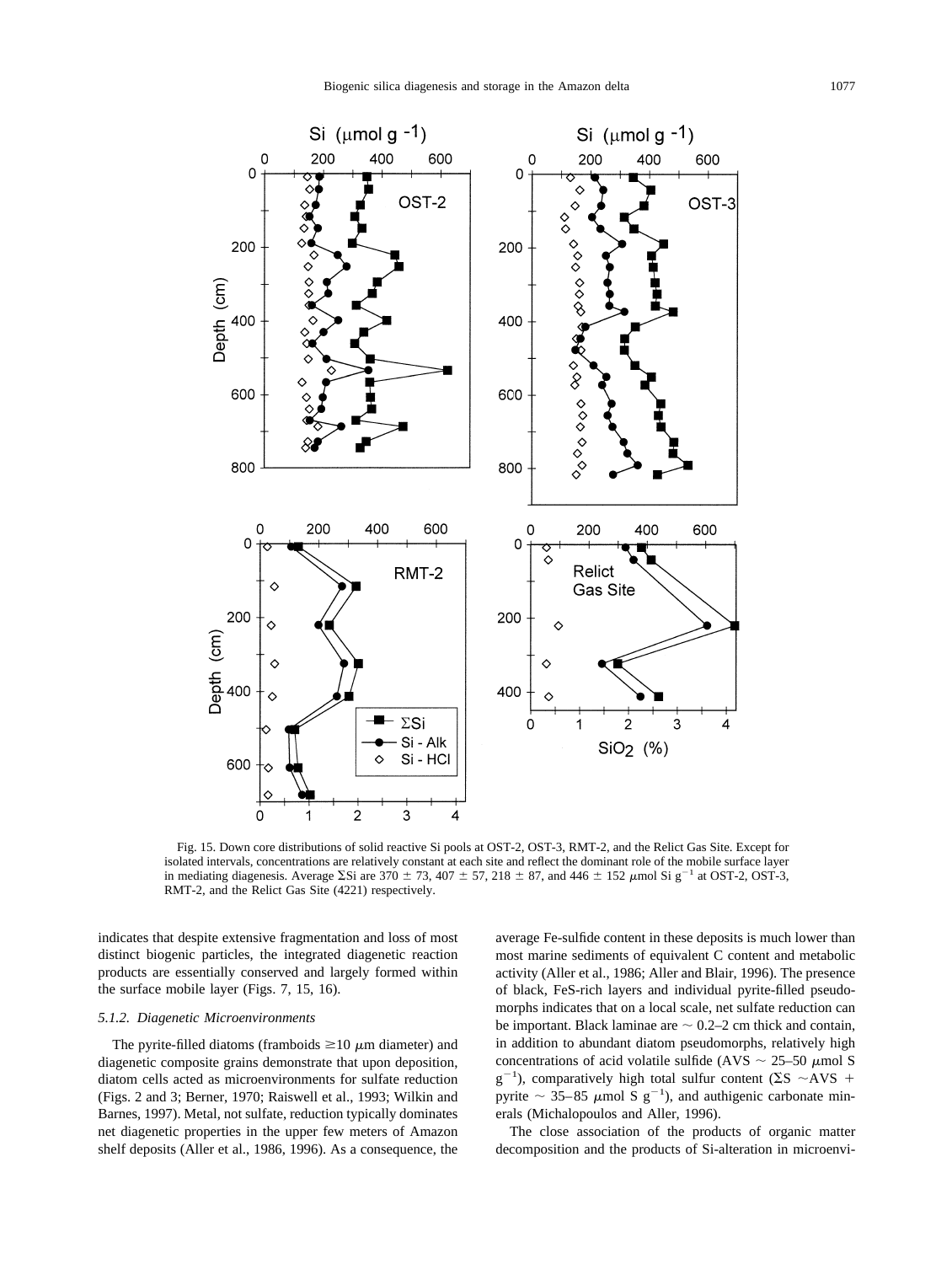Fig. 15. Down core distributions of solid reactive Si pools at OST-2, OST-3, RMT-2, and the Relict Gas Site. Except for isolated intervals, concentrations are relatively constant at each site and reflect the dominant role of the mobile surface layer in mediating diagenesis. Average ΣSi are 370 ± 73, 407 ± 57, 218 ± 87, and 446 ± 152 μmol Si $g^{-1}$ at OST-2, OST-3, RMT-2, and the Relict Gas Site (4221) respectively.

indicates that despite extensive fragmentation and loss of most distinct biogenic particles, the integrated diagenetic reaction products are essentially conserved and largely formed within the surface mobile layer (Figs. 7, 15, 16).

#### *5.1.2. Diagenetic Microenvironments*

The pyrite-filled diatoms (framboids ≥10 μm diameter) and diagenetic composite grains demonstrate that upon deposition, diatom cells acted as microenvironments for sulfate reduction (Figs. 2 and 3; Berner, 1970; Raiswell et al., 1993; Wilkin and Barnes, 1997). Metal, not sulfate, reduction typically dominates net diagenetic properties in the upper few meters of Amazon shelf deposits (Aller et al., 1986, 1996). As a consequence, the average Fe-sulfide content in these deposits is much lower than most marine sediments of equivalent C content and metabolic activity (Aller et al., 1986; Aller and Blair, 1996). The presence of black, FeS-rich layers and individual pyrite-filled pseudomorphs indicates that on a local scale, net sulfate reduction can be important. Black laminae are ~ 0.2–2 cm thick and contain, in addition to abundant diatom pseudomorphs, relatively high concentrations of acid volatile sulfide (AVS ~ 25–50 μmol S $g^{-1}$), comparatively high total sulfur content (ΣS ~AVS + pyrite ~ 35–85 μmol S $g^{-1}$), and authigenic carbonate minerals (Michalopoulos and Aller, 1996).

The close association of the products of organic matter decomposition and the products of Si-alteration in microenvi-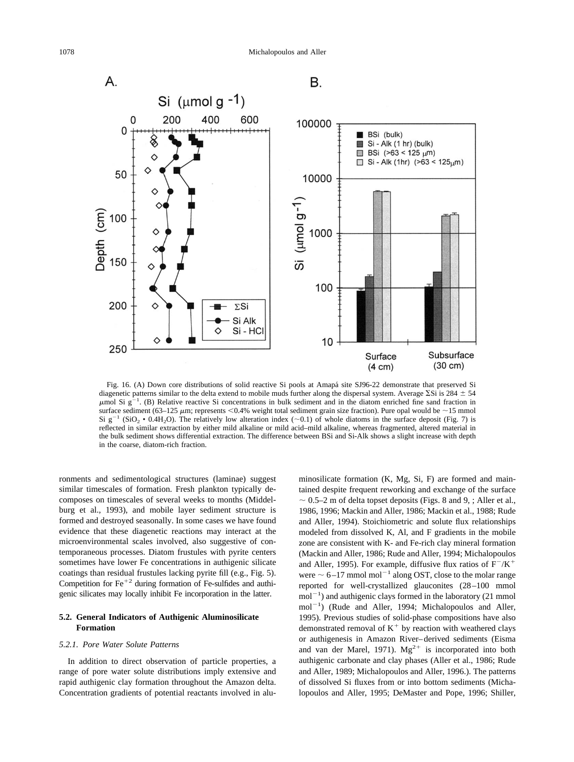Fig. 16. (A) Down core distributions of solid reactive Si pools at Amapá site SJ96-22 demonstrate that preserved Si diagenetic patterns similar to the delta extend to mobile muds further along the dispersal system. Average $\Sigma$Si is 284 $\pm$ 54 $\mu$mol Si g$^{-1}$. (B) Relative reactive Si concentrations in bulk sediment and in the diatom enriched fine sand fraction in surface sediment (63–125 $\mu$m; represents <0.4% weight total sediment grain size fraction). Pure opal would be ~15 mmol Si g$^{-1}$ ($SiO_2 \cdot 0.4H_2O$). The relatively low alteration index (~0.1) of whole diatoms in the surface deposit (Fig. 7) is reflected in similar extraction by either mild alkaline or mild acid–mild alkaline, whereas fragmented, altered material in the bulk sediment shows differential extraction. The difference between BSi and Si-Alk shows a slight increase with depth in the coarse, diatom-rich fraction.

ronments and sedimentological structures (laminae) suggest similar timescales of formation. Fresh plankton typically decomposes on timescales of several weeks to months (Middelburg et al., 1993), and mobile layer sediment structure is formed and destroyed seasonally. In some cases we have found evidence that these diagenetic reactions may interact at the microenvironmental scales involved, also suggestive of contemporaneous processes. Diatom frustules with pyrite centers sometimes have lower Fe concentrations in authigenic silicate coatings than residual frustules lacking pyrite fill (e.g., Fig. 5). Competition for $Fe^{+2}$ during formation of Fe-sulfides and authigenic silicates may locally inhibit Fe incorporation in the latter.

### 5.2. General Indicators of Authigenic Aluminosilicate Formation

#### 5.2.1. Pore Water Solute Patterns

In addition to direct observation of particle properties, a range of pore water solute distributions imply extensive and rapid authigenic clay formation throughout the Amazon delta. Concentration gradients of potential reactants involved in aluminosilicate formation (K, Mg, Si, F) are formed and maintained despite frequent reworking and exchange of the surface ~ 0.5–2 m of delta topset deposits (Figs. 8 and 9, ; Aller et al., 1986, 1996; Mackin and Aller, 1986; Mackin et al., 1988; Rude and Aller, 1994). Stoichiometric and solute flux relationships modeled from dissolved K, Al, and F gradients in the mobile zone are consistent with K- and Fe-rich clay mineral formation (Mackin and Aller, 1986; Rude and Aller, 1994; Michalopoulos and Aller, 1995). For example, diffusive flux ratios of $F^{-}/K^{+}$ were ~ 6–17 mmol mol$^{-1}$ along OST, close to the molar range reported for well-crystallized glauconites (28–100 mmol mol$^{-1}$) and authigenic clays formed in the laboratory (21 mmol mol$^{-1}$) (Rude and Aller, 1994; Michalopoulos and Aller, 1995). Previous studies of solid-phase compositions have also demonstrated removal of $K^{+}$ by reaction with weathered clays or authigenesis in Amazon River–derived sediments (Eisma and van der Marel, 1971). $Mg^{2+}$ is incorporated into both authigenic carbonate and clay phases (Aller et al., 1986; Rude and Aller, 1989; Michalopoulos and Aller, 1996.). The patterns of dissolved Si fluxes from or into bottom sediments (Michalopoulos and Aller, 1995; DeMaster and Pope, 1996; Shiller,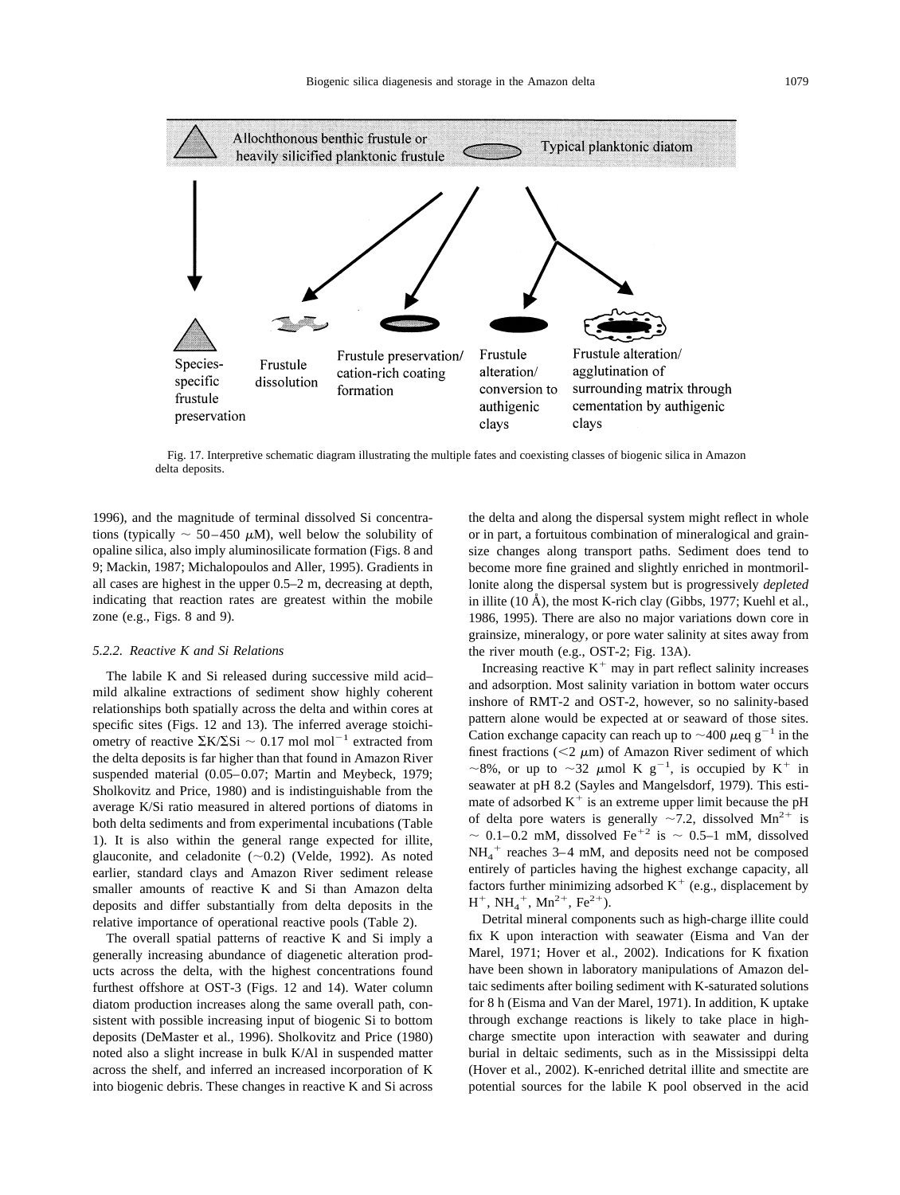Allochthonous benthic frustule or heavily silicified planktonic frustule

Typical planktonic diatom

Species-specific frustule preservation

Frustule dissolution

Frustule preservation/ cation-rich coating formation

Frustule alteration/ conversion to authigenic clays

Frustule alteration/ agglutination of surrounding matrix through cementation by authigenic clays

Fig. 17. Interpretive schematic diagram illustrating the multiple fates and coexisting classes of biogenic silica in Amazon delta deposits.

1996), and the magnitude of terminal dissolved Si concentrations (typically ~ 50–450 $\mu$M), well below the solubility of opaline silica, also imply aluminosilicate formation (Figs. 8 and 9; Mackin, 1987; Michalopoulos and Aller, 1995). Gradients in all cases are highest in the upper 0.5–2 m, decreasing at depth, indicating that reaction rates are greatest within the mobile zone (e.g., Figs. 8 and 9).

### 5.2.2. Reactive K and Si Relations

The labile K and Si released during successive mild acid–mild alkaline extractions of sediment show highly coherent relationships both spatially across the delta and within cores at specific sites (Figs. 12 and 13). The inferred average stoichiometry of reactive $\Sigma K/\Sigma Si \sim 0.17$ mol mol$^{-1}$ extracted from the delta deposits is far higher than that found in Amazon River suspended material (0.05–0.07; Martin and Meybeck, 1979; Sholkovitz and Price, 1980) and is indistinguishable from the average K/Si ratio measured in altered portions of diatoms in both delta sediments and from experimental incubations (Table 1). It is also within the general range expected for illite, glauconite, and celadonite (~0.2) (Velde, 1992). As noted earlier, standard clays and Amazon River sediment release smaller amounts of reactive K and Si than Amazon delta deposits and differ substantially from delta deposits in the relative importance of operational reactive pools (Table 2).

The overall spatial patterns of reactive K and Si imply a generally increasing abundance of diagenetic alteration products across the delta, with the highest concentrations found furthest offshore at OST-3 (Figs. 12 and 14). Water column diatom production increases along the same overall path, consistent with possible increasing input of biogenic Si to bottom deposits (DeMaster et al., 1996). Sholkovitz and Price (1980) noted also a slight increase in bulk K/Al in suspended matter across the shelf, and inferred an increased incorporation of K into biogenic debris. These changes in reactive K and Si across the delta and along the dispersal system might reflect in whole or in part, a fortuitous combination of mineralogical and grain-size changes along transport paths. Sediment does tend to become more fine grained and slightly enriched in montmorillonite along the dispersal system but is progressively *depleted* in illite (10 Å), the most K-rich clay (Gibbs, 1977; Kuehl et al., 1986, 1995). There are also no major variations down core in grainsize, mineralogy, or pore water salinity at sites away from the river mouth (e.g., OST-2; Fig. 13A).

Increasing reactive $K^+$ may in part reflect salinity increases and adsorption. Most salinity variation in bottom water occurs inshore of RMT-2 and OST-2, however, so no salinity-based pattern alone would be expected at or seaward of those sites. Cation exchange capacity can reach up to ~400 $\mu$eq g$^{-1}$ in the finest fractions (<2 $\mu$m) of Amazon River sediment of which ~8%, or up to ~32 $\mu$mol K g$^{-1}$, is occupied by $K^+$ in seawater at pH 8.2 (Sayles and Mangelsdorf, 1979). This estimate of adsorbed $K^+$ is an extreme upper limit because the pH of delta pore waters is generally ~7.2, dissolved $Mn^{2+}$ is ~ 0.1–0.2 mM, dissolved $Fe^{+2}$ is ~ 0.5–1 mM, dissolved $NH_4^+$ reaches 3–4 mM, and deposits need not be composed entirely of particles having the highest exchange capacity, all factors further minimizing adsorbed $K^+$ (e.g., displacement by $H^+$, $NH_4^+$, $Mn^{2+}$, $Fe^{2+}$).

Detrital mineral components such as high-charge illite could fix K upon interaction with seawater (Eisma and Van der Marel, 1971; Hover et al., 2002). Indications for K fixation have been shown in laboratory manipulations of Amazon deltaic sediments after boiling sediment with K-saturated solutions for 8 h (Eisma and Van der Marel, 1971). In addition, K uptake through exchange reactions is likely to take place in high-charge smectite upon interaction with seawater and during burial in deltaic sediments, such as in the Mississippi delta (Hover et al., 2002). K-enriched detrital illite and smectite are potential sources for the labile K pool observed in the acid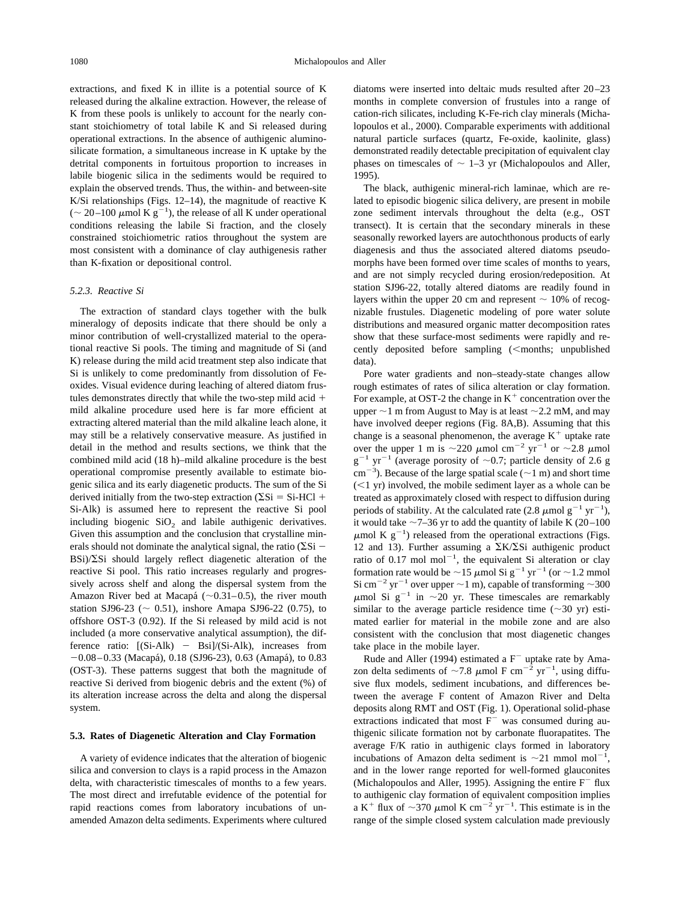extractions, and fixed K in illite is a potential source of K released during the alkaline extraction. However, the release of K from these pools is unlikely to account for the nearly constant stoichiometry of total labile K and Si released during operational extractions. In the absence of authigenic aluminosilicate formation, a simultaneous increase in K uptake by the detrital components in fortuitous proportion to increases in labile biogenic silica in the sediments would be required to explain the observed trends. Thus, the within- and between-site K/Si relationships (Figs. 12–14), the magnitude of reactive K ($\sim$ 20–100 $\mu$mol K $g^{-1}$), the release of all K under operational conditions releasing the labile Si fraction, and the closely constrained stoichiometric ratios throughout the system are most consistent with a dominance of clay authigenesis rather than K-fixation or depositional control.

### 5.2.3. Reactive Si

The extraction of standard clays together with the bulk mineralogy of deposits indicate that there should be only a minor contribution of well-crystallized material to the operational reactive Si pools. The timing and magnitude of Si (and K) release during the mild acid treatment step also indicate that Si is unlikely to come predominantly from dissolution of Fe-oxides. Visual evidence during leaching of altered diatom frustules demonstrates directly that while the two-step mild acid + mild alkaline procedure used here is far more efficient at extracting altered material than the mild alkaline leach alone, it may still be a relatively conservative measure. As justified in detail in the method and results sections, we think that the combined mild acid (18 h)–mild alkaline procedure is the best operational compromise presently available to estimate biogenic silica and its early diagenetic products. The sum of the Si derived initially from the two-step extraction ($\Sigma$Si = Si-HCl + Si-Alk) is assumed here to represent the reactive Si pool including biogenic $SiO_2$ and labile authigenic derivatives. Given this assumption and the conclusion that crystalline minerals should not dominate the analytical signal, the ratio ($\Sigma$Si − BSi)/$\Sigma$Si should largely reflect diagenetic alteration of the reactive Si pool. This ratio increases regularly and progressively across shelf and along the dispersal system from the Amazon River bed at Macapá ($\sim$0.31–0.5), the river mouth station SJ96-23 ($\sim$ 0.51), inshore Amapa SJ96-22 (0.75), to offshore OST-3 (0.92). If the Si released by mild acid is not included (a more conservative analytical assumption), the difference ratio: [(Si-Alk) − Bsi]/(Si-Alk), increases from −0.08–0.33 (Macapá), 0.18 (SJ96-23), 0.63 (Amapá), to 0.83 (OST-3). These patterns suggest that both the magnitude of reactive Si derived from biogenic debris and the extent (%) of its alteration increase across the delta and along the dispersal system.

## 5.3. Rates of Diagenetic Alteration and Clay Formation

A variety of evidence indicates that the alteration of biogenic silica and conversion to clays is a rapid process in the Amazon delta, with characteristic timescales of months to a few years. The most direct and irrefutable evidence of the potential for rapid reactions comes from laboratory incubations of unamended Amazon delta sediments. Experiments where cultured diatoms were inserted into deltaic muds resulted after 20–23 months in complete conversion of frustules into a range of cation-rich silicates, including K-Fe-rich clay minerals (Michalopoulos et al., 2000). Comparable experiments with additional natural particle surfaces (quartz, Fe-oxide, kaolinite, glass) demonstrated readily detectable precipitation of equivalent clay phases on timescales of $\sim$ 1–3 yr (Michalopoulos and Aller, 1995).

The black, authigenic mineral-rich laminae, which are related to episodic biogenic silica delivery, are present in mobile zone sediment intervals throughout the delta (e.g., OST transect). It is certain that the secondary minerals in these seasonally reworked layers are autochthonous products of early diagenesis and thus the associated altered diatoms pseudomorphs have been formed over time scales of months to years, and are not simply recycled during erosion/redeposition. At station SJ96-22, totally altered diatoms are readily found in layers within the upper 20 cm and represent $\sim$ 10% of recognizable frustules. Diagenetic modeling of pore water solute distributions and measured organic matter decomposition rates show that these surface-most sediments were rapidly and recently deposited before sampling (<months; unpublished data).

Pore water gradients and non–steady-state changes allow rough estimates of rates of silica alteration or clay formation. For example, at OST-2 the change in $K^+$ concentration over the upper $\sim$1 m from August to May is at least $\sim$2.2 mM, and may have involved deeper regions (Fig. 8A,B). Assuming that this change is a seasonal phenomenon, the average $K^+$ uptake rate over the upper 1 m is $\sim$220 $\mu$mol $cm^{-2}$ $yr^{-1}$ or $\sim$2.8 $\mu$mol $g^{-1}$ $yr^{-1}$ (average porosity of $\sim$0.7; particle density of 2.6 g $cm^{-3}$). Because of the large spatial scale ($\sim$1 m) and short time (<1 yr) involved, the mobile sediment layer as a whole can be treated as approximately closed with respect to diffusion during periods of stability. At the calculated rate (2.8 $\mu$mol $g^{-1}$ $yr^{-1}$), it would take $\sim$7–36 yr to add the quantity of labile K (20–100 $\mu$mol K $g^{-1}$) released from the operational extractions (Figs. 12 and 13). Further assuming a $\Sigma$K/$\Sigma$Si authigenic product ratio of 0.17 mol $mol^{-1}$, the equivalent Si alteration or clay formation rate would be $\sim$15 $\mu$mol Si $g^{-1}$ $yr^{-1}$ (or $\sim$1.2 mmol Si $cm^{-2}$ $yr^{-1}$ over upper $\sim$1 m), capable of transforming $\sim$300 $\mu$mol Si $g^{-1}$ in $\sim$20 yr. These timescales are remarkably similar to the average particle residence time ($\sim$30 yr) estimated earlier for material in the mobile zone and are also consistent with the conclusion that most diagenetic changes take place in the mobile layer.

Rude and Aller (1994) estimated a $F^-$ uptake rate by Amazon delta sediments of $\sim$7.8 $\mu$mol F $cm^{-2}$ $yr^{-1}$, using diffusive flux models, sediment incubations, and differences between the average F content of Amazon River and Delta deposits along RMT and OST (Fig. 1). Operational solid-phase extractions indicated that most $F^-$ was consumed during authigenic silicate formation not by carbonate fluorapatites. The average F/K ratio in authigenic clays formed in laboratory incubations of Amazon delta sediment is $\sim$21 mmol $mol^{-1}$, and in the lower range reported for well-formed glauconites (Michalopoulos and Aller, 1995). Assigning the entire $F^-$ flux to authigenic clay formation of equivalent composition implies a $K^+$ flux of $\sim$370 $\mu$mol K $cm^{-2}$ $yr^{-1}$. This estimate is in the range of the simple closed system calculation made previously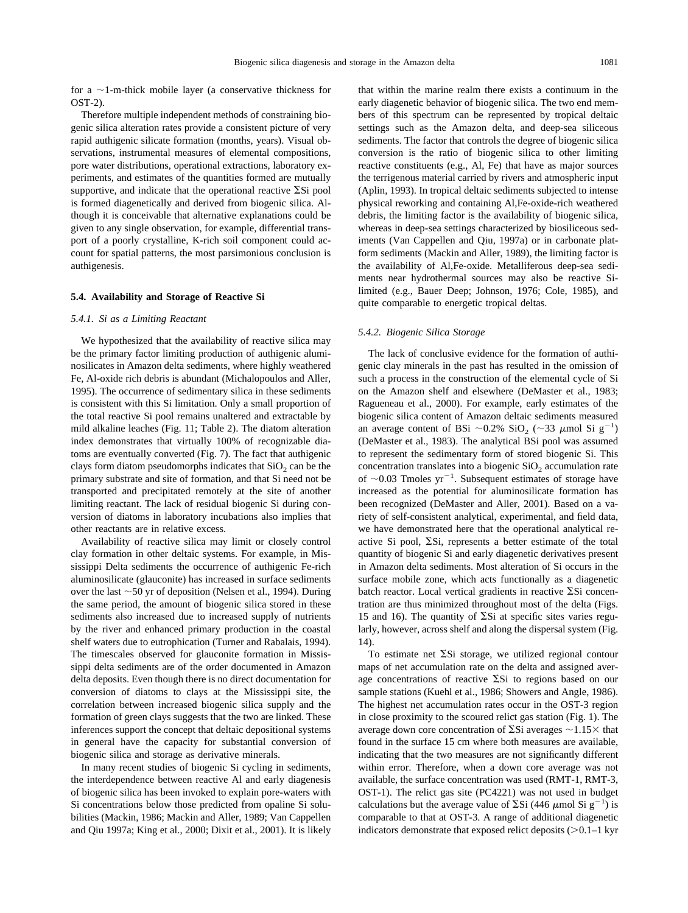for a ~1-m-thick mobile layer (a conservative thickness for OST-2).

Therefore multiple independent methods of constraining biogenic silica alteration rates provide a consistent picture of very rapid authigenic silicate formation (months, years). Visual observations, instrumental measures of elemental compositions, pore water distributions, operational extractions, laboratory experiments, and estimates of the quantities formed are mutually supportive, and indicate that the operational reactive ΣSi pool is formed diagenetically and derived from biogenic silica. Although it is conceivable that alternative explanations could be given to any single observation, for example, differential transport of a poorly crystalline, K-rich soil component could account for spatial patterns, the most parsimonious conclusion is authigenesis.

### 5.4. Availability and Storage of Reactive Si

#### *5.4.1. Si as a Limiting Reactant*

We hypothesized that the availability of reactive silica may be the primary factor limiting production of authigenic aluminosilicates in Amazon delta sediments, where highly weathered Fe, Al-oxide rich debris is abundant (Michalopoulos and Aller, 1995). The occurrence of sedimentary silica in these sediments is consistent with this Si limitation. Only a small proportion of the total reactive Si pool remains unaltered and extractable by mild alkaline leaches (Fig. 11; Table 2). The diatom alteration index demonstrates that virtually 100% of recognizable diatoms are eventually converted (Fig. 7). The fact that authigenic clays form diatom pseudomorphs indicates that $SiO_2$ can be the primary substrate and site of formation, and that Si need not be transported and precipitated remotely at the site of another limiting reactant. The lack of residual biogenic Si during conversion of diatoms in laboratory incubations also implies that other reactants are in relative excess.

Availability of reactive silica may limit or closely control clay formation in other deltaic systems. For example, in Mississippi Delta sediments the occurrence of authigenic Fe-rich aluminosilicate (glauconite) has increased in surface sediments over the last ~50 yr of deposition (Nelsen et al., 1994). During the same period, the amount of biogenic silica stored in these sediments also increased due to increased supply of nutrients by the river and enhanced primary production in the coastal shelf waters due to eutrophication (Turner and Rabalais, 1994). The timescales observed for glauconite formation in Mississippi delta sediments are of the order documented in Amazon delta deposits. Even though there is no direct documentation for conversion of diatoms to clays at the Mississippi site, the correlation between increased biogenic silica supply and the formation of green clays suggests that the two are linked. These inferences support the concept that deltaic depositional systems in general have the capacity for substantial conversion of biogenic silica and storage as derivative minerals.

In many recent studies of biogenic Si cycling in sediments, the interdependence between reactive Al and early diagenesis of biogenic silica has been invoked to explain pore-waters with Si concentrations below those predicted from opaline Si solubilities (Mackin, 1986; Mackin and Aller, 1989; Van Cappellen and Qiu 1997a; King et al., 2000; Dixit et al., 2001). It is likely that within the marine realm there exists a continuum in the early diagenetic behavior of biogenic silica. The two end members of this spectrum can be represented by tropical deltaic settings such as the Amazon delta, and deep-sea siliceous sediments. The factor that controls the degree of biogenic silica conversion is the ratio of biogenic silica to other limiting reactive constituents (e.g., Al, Fe) that have as major sources the terrigenous material carried by rivers and atmospheric input (Aplin, 1993). In tropical deltaic sediments subjected to intense physical reworking and containing Al,Fe-oxide-rich weathered debris, the limiting factor is the availability of biogenic silica, whereas in deep-sea settings characterized by biosiliceous sediments (Van Cappellen and Qiu, 1997a) or in carbonate platform sediments (Mackin and Aller, 1989), the limiting factor is the availability of Al,Fe-oxide. Metalliferous deep-sea sediments near hydrothermal sources may also be reactive Si-limited (e.g., Bauer Deep; Johnson, 1976; Cole, 1985), and quite comparable to energetic tropical deltas.

#### *5.4.2. Biogenic Silica Storage*

The lack of conclusive evidence for the formation of authigenic clay minerals in the past has resulted in the omission of such a process in the construction of the elemental cycle of Si on the Amazon shelf and elsewhere (DeMaster et al., 1983; Ragueneau et al., 2000). For example, early estimates of the biogenic silica content of Amazon deltaic sediments measured an average content of BSi ~0.2% $SiO_2$ (~33 $\mu$mol Si $g^{-1}$) (DeMaster et al., 1983). The analytical BSi pool was assumed to represent the sedimentary form of stored biogenic Si. This concentration translates into a biogenic $SiO_2$ accumulation rate of ~0.03 Tmoles $yr^{-1}$. Subsequent estimates of storage have increased as the potential for aluminosilicate formation has been recognized (DeMaster and Aller, 2001). Based on a variety of self-consistent analytical, experimental, and field data, we have demonstrated here that the operational analytical reactive Si pool, ΣSi, represents a better estimate of the total quantity of biogenic Si and early diagenetic derivatives present in Amazon delta sediments. Most alteration of Si occurs in the surface mobile zone, which acts functionally as a diagenetic batch reactor. Local vertical gradients in reactive ΣSi concentration are thus minimized throughout most of the delta (Figs. 15 and 16). The quantity of ΣSi at specific sites varies regularly, however, across shelf and along the dispersal system (Fig. 14).

To estimate net ΣSi storage, we utilized regional contour maps of net accumulation rate on the delta and assigned average concentrations of reactive ΣSi to regions based on our sample stations (Kuehl et al., 1986; Showers and Angle, 1986). The highest net accumulation rates occur in the OST-3 region in close proximity to the scoured relict gas station (Fig. 1). The average down core concentration of ΣSi averages ~1.15× that found in the surface 15 cm where both measures are available, indicating that the two measures are not significantly different within error. Therefore, when a down core average was not available, the surface concentration was used (RMT-1, RMT-3, OST-1). The relict gas site (PC4221) was not used in budget calculations but the average value of ΣSi (446 $\mu$mol Si $g^{-1}$) is comparable to that at OST-3. A range of additional diagenetic indicators demonstrate that exposed relict deposits (>0.1–1 kyr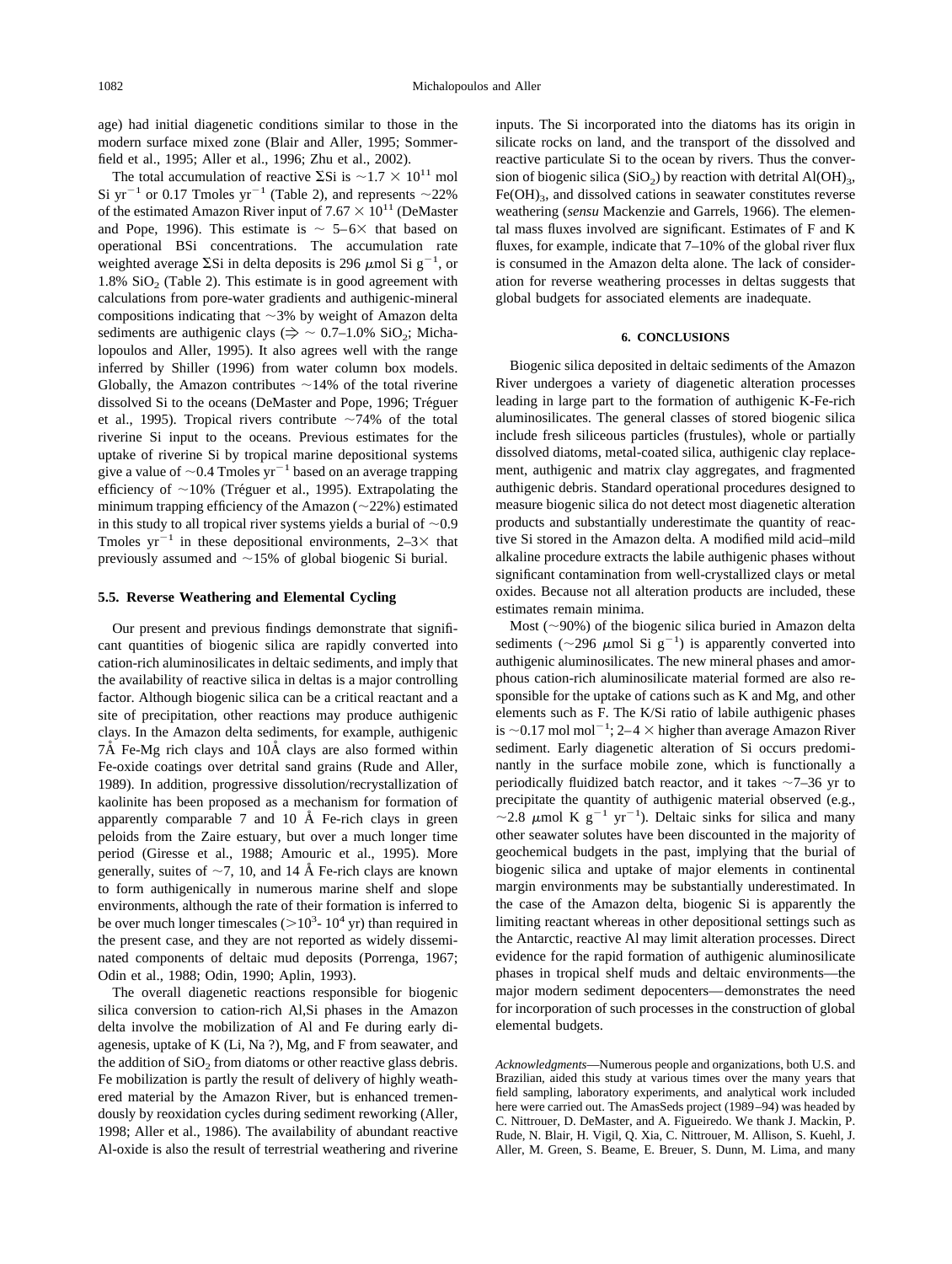age) had initial diagenetic conditions similar to those in the modern surface mixed zone (Blair and Aller, 1995; Sommerfield et al., 1995; Aller et al., 1996; Zhu et al., 2002).

The total accumulation of reactive ΣSi is $\sim 1.7 \times 10^{11}$ mol Si $yr^{-1}$ or 0.17 Tmoles $yr^{-1}$ (Table 2), and represents ~22% of the estimated Amazon River input of $7.67 \times 10^{11}$ (DeMaster and Pope, 1996). This estimate is ~ 5–6× that based on operational BSi concentrations. The accumulation rate weighted average ΣSi in delta deposits is 296 μmol Si $g^{-1}$, or 1.8% $SiO_2$ (Table 2). This estimate is in good agreement with calculations from pore-water gradients and authigenic-mineral compositions indicating that ~3% by weight of Amazon delta sediments are authigenic clays (⇒ ~ 0.7–1.0% $SiO_2$; Michalopoulos and Aller, 1995). It also agrees well with the range inferred by Shiller (1996) from water column box models. Globally, the Amazon contributes ~14% of the total riverine dissolved Si to the oceans (DeMaster and Pope, 1996; Tréguer et al., 1995). Tropical rivers contribute ~74% of the total riverine Si input to the oceans. Previous estimates for the uptake of riverine Si by tropical marine depositional systems give a value of ~0.4 Tmoles $yr^{-1}$ based on an average trapping efficiency of ~10% (Tréguer et al., 1995). Extrapolating the minimum trapping efficiency of the Amazon (~22%) estimated in this study to all tropical river systems yields a burial of ~0.9 Tmoles $yr^{-1}$ in these depositional environments, 2–3× that previously assumed and ~15% of global biogenic Si burial.

### 5.5. Reverse Weathering and Elemental Cycling

Our present and previous findings demonstrate that significant quantities of biogenic silica are rapidly converted into cation-rich aluminosilicates in deltaic sediments, and imply that the availability of reactive silica in deltas is a major controlling factor. Although biogenic silica can be a critical reactant and a site of precipitation, other reactions may produce authigenic clays. In the Amazon delta sediments, for example, authigenic 7Å Fe-Mg rich clays and 10Å clays are also formed within Fe-oxide coatings over detrital sand grains (Rude and Aller, 1989). In addition, progressive dissolution/recrystallization of kaolinite has been proposed as a mechanism for formation of apparently comparable 7 and 10 Å Fe-rich clays in green peloids from the Zaire estuary, but over a much longer time period (Giresse et al., 1988; Amouric et al., 1995). More generally, suites of ~7, 10, and 14 Å Fe-rich clays are known to form authigenically in numerous marine shelf and slope environments, although the rate of their formation is inferred to be over much longer timescales ($>10^3$- $10^4$ yr) than required in the present case, and they are not reported as widely disseminated components of deltaic mud deposits (Porrenga, 1967; Odin et al., 1988; Odin, 1990; Aplin, 1993).

The overall diagenetic reactions responsible for biogenic silica conversion to cation-rich Al,Si phases in the Amazon delta involve the mobilization of Al and Fe during early diagenesis, uptake of K (Li, Na ?), Mg, and F from seawater, and the addition of $SiO_2$ from diatoms or other reactive glass debris. Fe mobilization is partly the result of delivery of highly weathered material by the Amazon River, but is enhanced tremendously by reoxidation cycles during sediment reworking (Aller, 1998; Aller et al., 1986). The availability of abundant reactive Al-oxide is also the result of terrestrial weathering and riverine inputs. The Si incorporated into the diatoms has its origin in silicate rocks on land, and the transport of the dissolved and reactive particulate Si to the ocean by rivers. Thus the conversion of biogenic silica ($SiO_2$) by reaction with detrital $Al(OH)_3$, $Fe(OH)_3$, and dissolved cations in seawater constitutes reverse weathering (*sensu* Mackenzie and Garrels, 1966). The elemental mass fluxes involved are significant. Estimates of F and K fluxes, for example, indicate that 7–10% of the global river flux is consumed in the Amazon delta alone. The lack of consideration for reverse weathering processes in deltas suggests that global budgets for associated elements are inadequate.

## 6. CONCLUSIONS

Biogenic silica deposited in deltaic sediments of the Amazon River undergoes a variety of diagenetic alteration processes leading in large part to the formation of authigenic K-Fe-rich aluminosilicates. The general classes of stored biogenic silica include fresh siliceous particles (frustules), whole or partially dissolved diatoms, metal-coated silica, authigenic clay replacement, authigenic and matrix clay aggregates, and fragmented authigenic debris. Standard operational procedures designed to measure biogenic silica do not detect most diagenetic alteration products and substantially underestimate the quantity of reactive Si stored in the Amazon delta. A modified mild acid–mild alkaline procedure extracts the labile authigenic phases without significant contamination from well-crystallized clays or metal oxides. Because not all alteration products are included, these estimates remain minima.

Most (~90%) of the biogenic silica buried in Amazon delta sediments (~296 μmol Si $g^{-1}$) is apparently converted into authigenic aluminosilicates. The new mineral phases and amorphous cation-rich aluminosilicate material formed are also responsible for the uptake of cations such as K and Mg, and other elements such as F. The K/Si ratio of labile authigenic phases is ~0.17 mol $mol^{-1}$; 2–4 × higher than average Amazon River sediment. Early diagenetic alteration of Si occurs predominantly in the surface mobile zone, which is functionally a periodically fluidized batch reactor, and it takes ~7–36 yr to precipitate the quantity of authigenic material observed (e.g., ~2.8 μmol K $g^{-1}$ $yr^{-1}$). Deltaic sinks for silica and many other seawater solutes have been discounted in the majority of geochemical budgets in the past, implying that the burial of biogenic silica and uptake of major elements in continental margin environments may be substantially underestimated. In the case of the Amazon delta, biogenic Si is apparently the limiting reactant whereas in other depositional settings such as the Antarctic, reactive Al may limit alteration processes. Direct evidence for the rapid formation of authigenic aluminosilicate phases in tropical shelf muds and deltaic environments—the major modern sediment depocenters—demonstrates the need for incorporation of such processes in the construction of global elemental budgets.

*Acknowledgments*—Numerous people and organizations, both U.S. and Brazilian, aided this study at various times over the many years that field sampling, laboratory experiments, and analytical work included here were carried out. The AmasSeds project (1989–94) was headed by C. Nittrouer, D. DeMaster, and A. Figueiredo. We thank J. Mackin, P. Rude, N. Blair, H. Vigil, Q. Xia, C. Nittrouer, M. Allison, S. Kuehl, J. Aller, M. Green, S. Beame, E. Breuer, S. Dunn, M. Lima, and many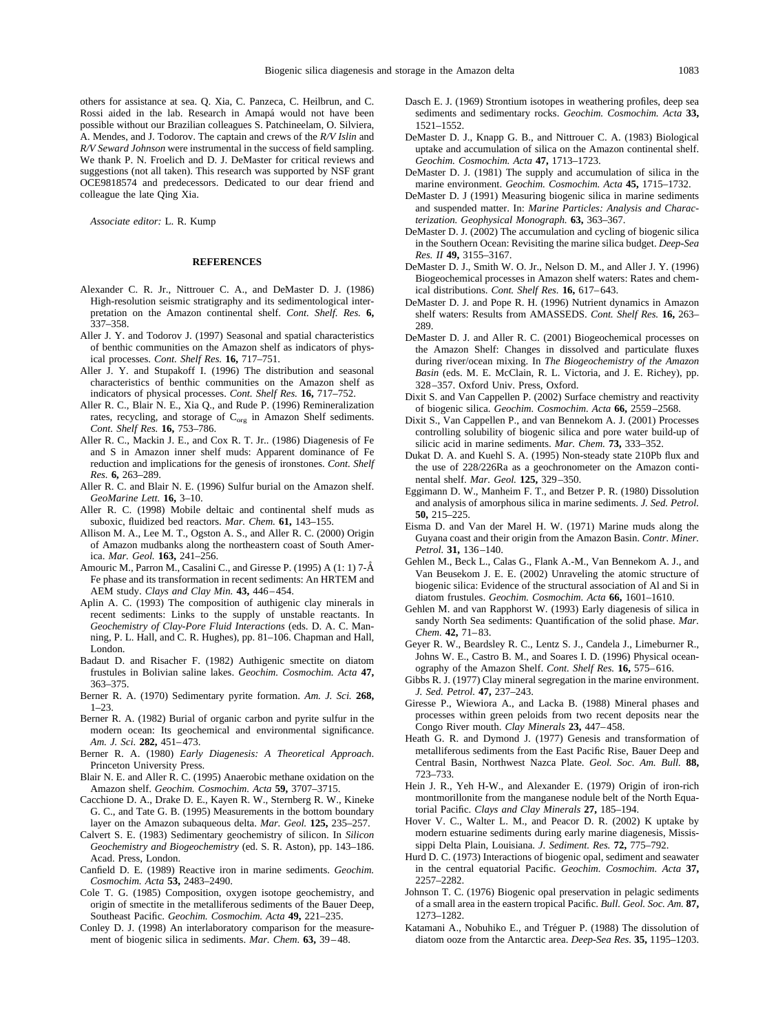others for assistance at sea. Q. Xia, C. Panzeca, C. Heilbrun, and C. Rossi aided in the lab. Research in Amapá would not have been possible without our Brazilian colleagues S. Patchineelam, O. Silviera, A. Mendes, and J. Todorov. The captain and crews of the *R/V Islin* and *R/V Seward Johnson* were instrumental in the success of field sampling. We thank P. N. Froelich and D. J. DeMaster for critical reviews and suggestions (not all taken). This research was supported by NSF grant OCE9818574 and predecessors. Dedicated to our dear friend and colleague the late Qing Xia.

*Associate editor:* L. R. Kump

## REFERENCES

Alexander C. R. Jr., Nittrouer C. A., and DeMaster D. J. (1986) High-resolution seismic stratigraphy and its sedimentological interpretation on the Amazon continental shelf. *Cont. Shelf. Res.* **6,** 337–358.

Aller J. Y. and Todorov J. (1997) Seasonal and spatial characteristics of benthic communities on the Amazon shelf as indicators of physical processes. *Cont. Shelf Res.* **16,** 717–751.

Aller J. Y. and Stupakoff I. (1996) The distribution and seasonal characteristics of benthic communities on the Amazon shelf as indicators of physical processes. *Cont. Shelf Res.* **16,** 717–752.

Aller R. C., Blair N. E., Xia Q., and Rude P. (1996) Remineralization rates, recycling, and storage of $C_{org}$ in Amazon Shelf sediments. *Cont. Shelf Res.* **16,** 753–786.

Aller R. C., Mackin J. E., and Cox R. T. Jr.. (1986) Diagenesis of Fe and S in Amazon inner shelf muds: Apparent dominance of Fe reduction and implications for the genesis of ironstones. *Cont. Shelf Res.* **6,** 263–289.

Aller R. C. and Blair N. E. (1996) Sulfur burial on the Amazon shelf. *GeoMarine Lett.* **16,** 3–10.

Aller R. C. (1998) Mobile deltaic and continental shelf muds as suboxic, fluidized bed reactors. *Mar. Chem.* **61,** 143–155.

Allison M. A., Lee M. T., Ogston A. S., and Aller R. C. (2000) Origin of Amazon mudbanks along the northeastern coast of South America. *Mar. Geol.* **163,** 241–256.

Amouric M., Parron M., Casalini C., and Giresse P. (1995) A (1: 1) 7-Å Fe phase and its transformation in recent sediments: An HRTEM and AEM study. *Clays and Clay Min.* **43,** 446–454.

Aplin A. C. (1993) The composition of authigenic clay minerals in recent sediments: Links to the supply of unstable reactants. In *Geochemistry of Clay-Pore Fluid Interactions* (eds. D. A. C. Manning, P. L. Hall, and C. R. Hughes), pp. 81–106. Chapman and Hall, London.

Badaut D. and Risacher F. (1982) Authigenic smectite on diatom frustules in Bolivian saline lakes. *Geochim. Cosmochim. Acta* **47,** 363–375.

Berner R. A. (1970) Sedimentary pyrite formation. *Am. J. Sci.* **268,** 1–23.

Berner R. A. (1982) Burial of organic carbon and pyrite sulfur in the modern ocean: Its geochemical and environmental significance. *Am. J. Sci.* **282,** 451–473.

Berner R. A. (1980) *Early Diagenesis: A Theoretical Approach*. Princeton University Press.

Blair N. E. and Aller R. C. (1995) Anaerobic methane oxidation on the Amazon shelf. *Geochim. Cosmochim. Acta* **59,** 3707–3715.

Cacchione D. A., Drake D. E., Kayen R. W., Sternberg R. W., Kineke G. C., and Tate G. B. (1995) Measurements in the bottom boundary layer on the Amazon subaqueous delta. *Mar. Geol.* **125,** 235–257.

Calvert S. E. (1983) Sedimentary geochemistry of silicon. In *Silicon Geochemistry and Biogeochemistry* (ed. S. R. Aston), pp. 143–186. Acad. Press, London.

Canfield D. E. (1989) Reactive iron in marine sediments. *Geochim. Cosmochim. Acta* **53,** 2483–2490.

Cole T. G. (1985) Composition, oxygen isotope geochemistry, and origin of smectite in the metalliferous sediments of the Bauer Deep, Southeast Pacific. *Geochim. Cosmochim. Acta* **49,** 221–235.

Conley D. J. (1998) An interlaboratory comparison for the measurement of biogenic silica in sediments. *Mar. Chem.* **63,** 39–48.

Dasch E. J. (1969) Strontium isotopes in weathering profiles, deep sea sediments and sedimentary rocks. *Geochim. Cosmochim. Acta* **33,** 1521–1552.

DeMaster D. J., Knapp G. B., and Nittrouer C. A. (1983) Biological uptake and accumulation of silica on the Amazon continental shelf. *Geochim. Cosmochim. Acta* **47,** 1713–1723.

DeMaster D. J. (1981) The supply and accumulation of silica in the marine environment. *Geochim. Cosmochim. Acta* **45,** 1715–1732.

DeMaster D. J (1991) Measuring biogenic silica in marine sediments and suspended matter. In: *Marine Particles: Analysis and Characterization. Geophysical Monograph.* **63,** 363–367.

DeMaster D. J. (2002) The accumulation and cycling of biogenic silica in the Southern Ocean: Revisiting the marine silica budget. *Deep-Sea Res. II* **49,** 3155–3167.

DeMaster D. J., Smith W. O. Jr., Nelson D. M., and Aller J. Y. (1996) Biogeochemical processes in Amazon shelf waters: Rates and chemical distributions. *Cont. Shelf Res.* **16,** 617–643.

DeMaster D. J. and Pope R. H. (1996) Nutrient dynamics in Amazon shelf waters: Results from AMASSEDS. *Cont. Shelf Res.* **16,** 263–289.

DeMaster D. J. and Aller R. C. (2001) Biogeochemical processes on the Amazon Shelf: Changes in dissolved and particulate fluxes during river/ocean mixing. In *The Biogeochemistry of the Amazon Basin* (eds. M. E. McClain, R. L. Victoria, and J. E. Richey), pp. 328–357. Oxford Univ. Press, Oxford.

Dixit S. and Van Cappellen P. (2002) Surface chemistry and reactivity of biogenic silica. *Geochim. Cosmochim. Acta* **66,** 2559–2568.

Dixit S., Van Cappellen P., and van Bennekom A. J. (2001) Processes controlling solubility of biogenic silica and pore water build-up of silicic acid in marine sediments. *Mar. Chem.* **73,** 333–352.

Dukat D. A. and Kuehl S. A. (1995) Non-steady state 210Pb flux and the use of 228/226Ra as a geochronometer on the Amazon continental shelf. *Mar. Geol.* **125,** 329–350.

Eggimann D. W., Manheim F. T., and Betzer P. R. (1980) Dissolution and analysis of amorphous silica in marine sediments. *J. Sed. Petrol.* **50,** 215–225.

Eisma D. and Van der Marel H. W. (1971) Marine muds along the Guyana coast and their origin from the Amazon Basin. *Contr. Miner. Petrol.* **31,** 136–140.

Gehlen M., Beck L., Calas G., Flank A.-M., Van Bennekom A. J., and Van Beusekom J. E. E. (2002) Unraveling the atomic structure of biogenic silica: Evidence of the structural association of Al and Si in diatom frustules. *Geochim. Cosmochim. Acta* **66,** 1601–1610.

Gehlen M. and van Rapphorst W. (1993) Early diagenesis of silica in sandy North Sea sediments: Quantification of the solid phase. *Mar. Chem.* **42,** 71–83.

Geyer R. W., Beardsley R. C., Lentz S. J., Candela J., Limeburner R., Johns W. E., Castro B. M., and Soares I. D. (1996) Physical oceanography of the Amazon Shelf. *Cont. Shelf Res.* **16,** 575–616.

Gibbs R. J. (1977) Clay mineral segregation in the marine environment. *J. Sed. Petrol.* **47,** 237–243.

Giresse P., Wiewiora A., and Lacka B. (1988) Mineral phases and processes within green peloids from two recent deposits near the Congo River mouth. *Clay Minerals* **23,** 447–458.

Heath G. R. and Dymond J. (1977) Genesis and transformation of metalliferous sediments from the East Pacific Rise, Bauer Deep and Central Basin, Northwest Nazca Plate. *Geol. Soc. Am. Bull.* **88,** 723–733.

Hein J. R., Yeh H-W., and Alexander E. (1979) Origin of iron-rich montmorillonite from the manganese nodule belt of the North Equatorial Pacific. *Clays and Clay Minerals* **27,** 185–194.

Hover V. C., Walter L. M., and Peacor D. R. (2002) K uptake by modern estuarine sediments during early marine diagenesis, Mississippi Delta Plain, Louisiana. *J. Sediment. Res.* **72,** 775–792.

Hurd D. C. (1973) Interactions of biogenic opal, sediment and seawater in the central equatorial Pacific. *Geochim. Cosmochim. Acta* **37,** 2257–2282.

Johnson T. C. (1976) Biogenic opal preservation in pelagic sediments of a small area in the eastern tropical Pacific. *Bull. Geol. Soc. Am.* **87,** 1273–1282.

Katamani A., Nobuhiko E., and Tréguer P. (1988) The dissolution of diatom ooze from the Antarctic area. *Deep-Sea Res.* **35,** 1195–1203.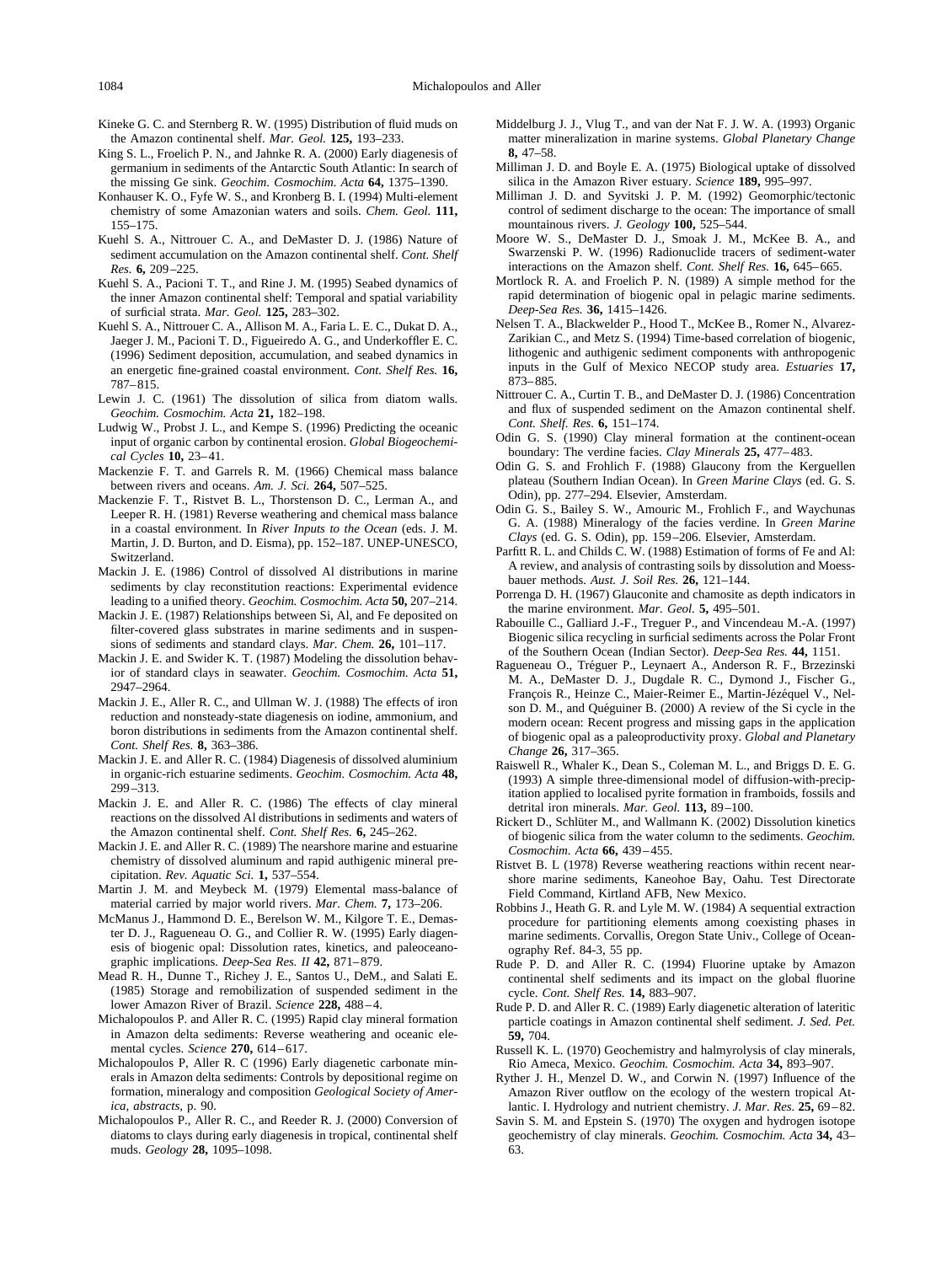Kineke G. C. and Sternberg R. W. (1995) Distribution of fluid muds on the Amazon continental shelf. *Mar. Geol.* **125,** 193–233.

King S. L., Froelich P. N., and Jahnke R. A. (2000) Early diagenesis of germanium in sediments of the Antarctic South Atlantic: In search of the missing Ge sink. *Geochim. Cosmochim. Acta* **64,** 1375–1390.

Konhauser K. O., Fyfe W. S., and Kronberg B. I. (1994) Multi-element chemistry of some Amazonian waters and soils. *Chem. Geol.* **111,** 155–175.

Kuehl S. A., Nittrouer C. A., and DeMaster D. J. (1986) Nature of sediment accumulation on the Amazon continental shelf. *Cont. Shelf Res.* **6,** 209–225.

Kuehl S. A., Pacioni T. T., and Rine J. M. (1995) Seabed dynamics of the inner Amazon continental shelf: Temporal and spatial variability of surficial strata. *Mar. Geol.* **125,** 283–302.

Kuehl S. A., Nittrouer C. A., Allison M. A., Faria L. E. C., Dukat D. A., Jaeger J. M., Pacioni T. D., Figueiredo A. G., and Underkoffler E. C. (1996) Sediment deposition, accumulation, and seabed dynamics in an energetic fine-grained coastal environment. *Cont. Shelf Res.* **16,** 787–815.

Lewin J. C. (1961) The dissolution of silica from diatom walls. *Geochim. Cosmochim. Acta* **21,** 182–198.

Ludwig W., Probst J. L., and Kempe S. (1996) Predicting the oceanic input of organic carbon by continental erosion. *Global Biogeochemical Cycles* **10,** 23–41.

Mackenzie F. T. and Garrels R. M. (1966) Chemical mass balance between rivers and oceans. *Am. J. Sci.* **264,** 507–525.

Mackenzie F. T., Ristvet B. L., Thorstenson D. C., Lerman A., and Leeper R. H. (1981) Reverse weathering and chemical mass balance in a coastal environment. In *River Inputs to the Ocean* (eds. J. M. Martin, J. D. Burton, and D. Eisma), pp. 152–187. UNEP-UNESCO, Switzerland.

Mackin J. E. (1986) Control of dissolved Al distributions in marine sediments by clay reconstitution reactions: Experimental evidence leading to a unified theory. *Geochim. Cosmochim. Acta* **50,** 207–214.

Mackin J. E. (1987) Relationships between Si, Al, and Fe deposited on filter-covered glass substrates in marine sediments and in suspensions of sediments and standard clays. *Mar. Chem.* **26,** 101–117.

Mackin J. E. and Swider K. T. (1987) Modeling the dissolution behavior of standard clays in seawater. *Geochim. Cosmochim. Acta* **51,** 2947–2964.

Mackin J. E., Aller R. C., and Ullman W. J. (1988) The effects of iron reduction and nonsteady-state diagenesis on iodine, ammonium, and boron distributions in sediments from the Amazon continental shelf. *Cont. Shelf Res.* **8,** 363–386.

Mackin J. E. and Aller R. C. (1984) Diagenesis of dissolved aluminium in organic-rich estuarine sediments. *Geochim. Cosmochim. Acta* **48,** 299–313.

Mackin J. E. and Aller R. C. (1986) The effects of clay mineral reactions on the dissolved Al distributions in sediments and waters of the Amazon continental shelf. *Cont. Shelf Res.* **6,** 245–262.

Mackin J. E. and Aller R. C. (1989) The nearshore marine and estuarine chemistry of dissolved aluminum and rapid authigenic mineral precipitation. *Rev. Aquatic Sci.* **1,** 537–554.

Martin J. M. and Meybeck M. (1979) Elemental mass-balance of material carried by major world rivers. *Mar. Chem.* **7,** 173–206.

McManus J., Hammond D. E., Berelson W. M., Kilgore T. E., Demaster D. J., Ragueneau O. G., and Collier R. W. (1995) Early diagenesis of biogenic opal: Dissolution rates, kinetics, and paleoceanographic implications. *Deep-Sea Res. II* **42,** 871–879.

Mead R. H., Dunne T., Richey J. E., Santos U., DeM., and Salati E. (1985) Storage and remobilization of suspended sediment in the lower Amazon River of Brazil. *Science* **228,** 488–4.

Michalopoulos P. and Aller R. C. (1995) Rapid clay mineral formation in Amazon delta sediments: Reverse weathering and oceanic elemental cycles. *Science* **270,** 614–617.

Michalopoulos P, Aller R. C (1996) Early diagenetic carbonate minerals in Amazon delta sediments: Controls by depositional regime on formation, mineralogy and composition *Geological Society of America, abstracts*, p. 90.

Michalopoulos P., Aller R. C., and Reeder R. J. (2000) Conversion of diatoms to clays during early diagenesis in tropical, continental shelf muds. *Geology* **28,** 1095–1098.

Middelburg J. J., Vlug T., and van der Nat F. J. W. A. (1993) Organic matter mineralization in marine systems. *Global Planetary Change* **8,** 47–58.

Milliman J. D. and Boyle E. A. (1975) Biological uptake of dissolved silica in the Amazon River estuary. *Science* **189,** 995–997.

Milliman J. D. and Syvitski J. P. M. (1992) Geomorphic/tectonic control of sediment discharge to the ocean: The importance of small mountainous rivers. *J. Geology* **100,** 525–544.

Moore W. S., DeMaster D. J., Smoak J. M., McKee B. A., and Swarzenski P. W. (1996) Radionuclide tracers of sediment-water interactions on the Amazon shelf. *Cont. Shelf Res.* **16,** 645–665.

Mortlock R. A. and Froelich P. N. (1989) A simple method for the rapid determination of biogenic opal in pelagic marine sediments. *Deep-Sea Res.* **36,** 1415–1426.

Nelsen T. A., Blackwelder P., Hood T., McKee B., Romer N., Alvarez-Zarikian C., and Metz S. (1994) Time-based correlation of biogenic, lithogenic and authigenic sediment components with anthropogenic inputs in the Gulf of Mexico NECOP study area. *Estuaries* **17,** 873–885.

Nittrouer C. A., Curtin T. B., and DeMaster D. J. (1986) Concentration and flux of suspended sediment on the Amazon continental shelf. *Cont. Shelf. Res.* **6,** 151–174.

Odin G. S. (1990) Clay mineral formation at the continent-ocean boundary: The verdine facies. *Clay Minerals* **25,** 477–483.

Odin G. S. and Frohlich F. (1988) Glaucony from the Kerguellen plateau (Southern Indian Ocean). In *Green Marine Clays* (ed. G. S. Odin), pp. 277–294. Elsevier, Amsterdam.

Odin G. S., Bailey S. W., Amouric M., Frohlich F., and Waychunas G. A. (1988) Mineralogy of the facies verdine. In *Green Marine Clays* (ed. G. S. Odin), pp. 159–206. Elsevier, Amsterdam.

Parfitt R. L. and Childs C. W. (1988) Estimation of forms of Fe and Al: A review, and analysis of contrasting soils by dissolution and Moessbauer methods. *Aust. J. Soil Res.* **26,** 121–144.

Porrenga D. H. (1967) Glauconite and chamosite as depth indicators in the marine environment. *Mar. Geol.* **5,** 495–501.

Rabouille C., Galliard J.-F., Treguer P., and Vincendeau M.-A. (1997) Biogenic silica recycling in surficial sediments across the Polar Front of the Southern Ocean (Indian Sector). *Deep-Sea Res.* **44,** 1151.

Ragueneau O., Tréguer P., Leynaert A., Anderson R. F., Brzezinski M. A., DeMaster D. J., Dugdale R. C., Dymond J., Fischer G., François R., Heinze C., Maier-Reimer E., Martin-Jézéquel V., Nelson D. M., and Quéguiner B. (2000) A review of the Si cycle in the modern ocean: Recent progress and missing gaps in the application of biogenic opal as a paleoproductivity proxy. *Global and Planetary Change* **26,** 317–365.

Raiswell R., Whaler K., Dean S., Coleman M. L., and Briggs D. E. G. (1993) A simple three-dimensional model of diffusion-with-precipitation applied to localised pyrite formation in framboids, fossils and detrital iron minerals. *Mar. Geol.* **113,** 89–100.

Rickert D., Schlüter M., and Wallmann K. (2002) Dissolution kinetics of biogenic silica from the water column to the sediments. *Geochim. Cosmochim. Acta* **66,** 439–455.

Ristvet B. L (1978) Reverse weathering reactions within recent nearshore marine sediments, Kaneohoe Bay, Oahu. Test Directorate Field Command, Kirtland AFB, New Mexico.

Robbins J., Heath G. R. and Lyle M. W. (1984) A sequential extraction procedure for partitioning elements among coexisting phases in marine sediments. Corvallis, Oregon State Univ., College of Oceanography Ref. 84-3, 55 pp.

Rude P. D. and Aller R. C. (1994) Fluorine uptake by Amazon continental shelf sediments and its impact on the global fluorine cycle. *Cont. Shelf Res.* **14,** 883–907.

Rude P. D. and Aller R. C. (1989) Early diagenetic alteration of lateritic particle coatings in Amazon continental shelf sediment. *J. Sed. Pet.* **59,** 704.

Russell K. L. (1970) Geochemistry and halmyrolysis of clay minerals, Rio Ameca, Mexico. *Geochim. Cosmochim. Acta* **34,** 893–907.

Ryther J. H., Menzel D. W., and Corwin N. (1997) Influence of the Amazon River outflow on the ecology of the western tropical Atlantic. I. Hydrology and nutrient chemistry. *J. Mar. Res.* **25,** 69–82.

Savin S. M. and Epstein S. (1970) The oxygen and hydrogen isotope geochemistry of clay minerals. *Geochim. Cosmochim. Acta* **34,** 43–63.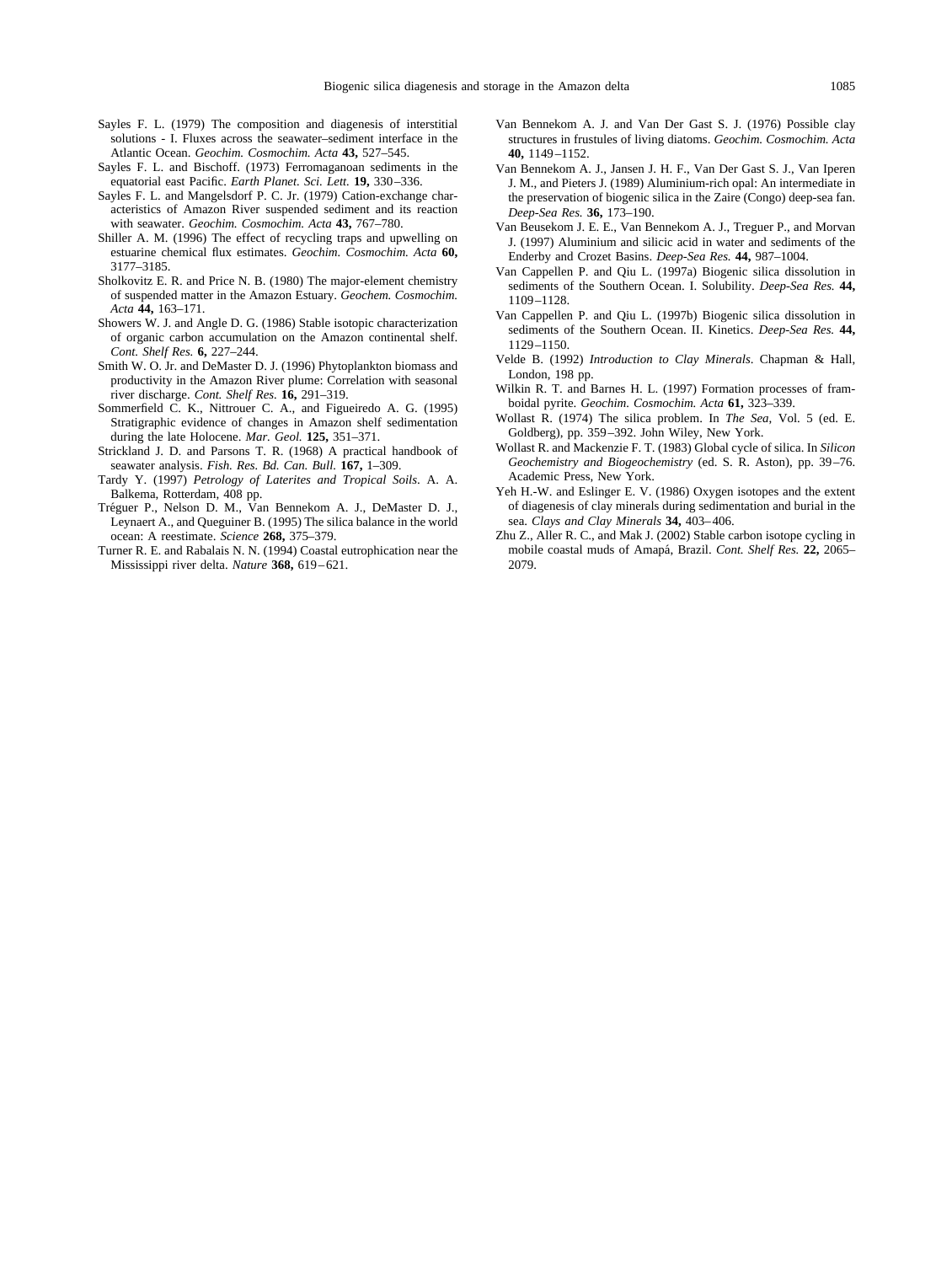Sayles F. L. (1979) The composition and diagenesis of interstitial solutions - I. Fluxes across the seawater–sediment interface in the Atlantic Ocean. *Geochim. Cosmochim. Acta* **43,** 527–545.

Sayles F. L. and Bischoff. (1973) Ferromaganoan sediments in the equatorial east Pacific. *Earth Planet. Sci. Lett.* **19,** 330–336.

Sayles F. L. and Mangelsdorf P. C. Jr. (1979) Cation-exchange characteristics of Amazon River suspended sediment and its reaction with seawater. *Geochim. Cosmochim. Acta* **43,** 767–780.

Shiller A. M. (1996) The effect of recycling traps and upwelling on estuarine chemical flux estimates. *Geochim. Cosmochim. Acta* **60,** 3177–3185.

Sholkovitz E. R. and Price N. B. (1980) The major-element chemistry of suspended matter in the Amazon Estuary. *Geochem. Cosmochim. Acta* **44,** 163–171.

Showers W. J. and Angle D. G. (1986) Stable isotopic characterization of organic carbon accumulation on the Amazon continental shelf. *Cont. Shelf Res.* **6,** 227–244.

Smith W. O. Jr. and DeMaster D. J. (1996) Phytoplankton biomass and productivity in the Amazon River plume: Correlation with seasonal river discharge. *Cont. Shelf Res.* **16,** 291–319.

Sommerfield C. K., Nittrouer C. A., and Figueiredo A. G. (1995) Stratigraphic evidence of changes in Amazon shelf sedimentation during the late Holocene. *Mar. Geol.* **125,** 351–371.

Strickland J. D. and Parsons T. R. (1968) A practical handbook of seawater analysis. *Fish. Res. Bd. Can. Bull.* **167,** 1–309.

Tardy Y. (1997) *Petrology of Laterites and Tropical Soils*. A. A. Balkema, Rotterdam, 408 pp.

Tréguer P., Nelson D. M., Van Bennekom A. J., DeMaster D. J., Leynaert A., and Queguiner B. (1995) The silica balance in the world ocean: A reestimate. *Science* **268,** 375–379.

Turner R. E. and Rabalais N. N. (1994) Coastal eutrophication near the Mississippi river delta. *Nature* **368,** 619–621.

Van Bennekom A. J. and Van Der Gast S. J. (1976) Possible clay structures in frustules of living diatoms. *Geochim. Cosmochim. Acta* **40,** 1149–1152.

Van Bennekom A. J., Jansen J. H. F., Van Der Gast S. J., Van Iperen J. M., and Pieters J. (1989) Aluminium-rich opal: An intermediate in the preservation of biogenic silica in the Zaire (Congo) deep-sea fan. *Deep-Sea Res.* **36,** 173–190.

Van Beusekom J. E. E., Van Bennekom A. J., Treguer P., and Morvan J. (1997) Aluminium and silicic acid in water and sediments of the Enderby and Crozet Basins. *Deep-Sea Res.* **44,** 987–1004.

Van Cappellen P. and Qiu L. (1997a) Biogenic silica dissolution in sediments of the Southern Ocean. I. Solubility. *Deep-Sea Res.* **44,** 1109–1128.

Van Cappellen P. and Qiu L. (1997b) Biogenic silica dissolution in sediments of the Southern Ocean. II. Kinetics. *Deep-Sea Res.* **44,** 1129–1150.

Velde B. (1992) *Introduction to Clay Minerals*. Chapman & Hall, London, 198 pp.

Wilkin R. T. and Barnes H. L. (1997) Formation processes of framboidal pyrite. *Geochim. Cosmochim. Acta* **61,** 323–339.

Wollast R. (1974) The silica problem. In *The Sea*, Vol. 5 (ed. E. Goldberg), pp. 359–392. John Wiley, New York.

Wollast R. and Mackenzie F. T. (1983) Global cycle of silica. In *Silicon Geochemistry and Biogeochemistry* (ed. S. R. Aston), pp. 39–76. Academic Press, New York.

Yeh H.-W. and Eslinger E. V. (1986) Oxygen isotopes and the extent of diagenesis of clay minerals during sedimentation and burial in the sea. *Clays and Clay Minerals* **34,** 403–406.

Zhu Z., Aller R. C., and Mak J. (2002) Stable carbon isotope cycling in mobile coastal muds of Amapá, Brazil. *Cont. Shelf Res.* **22,** 2065–2079.